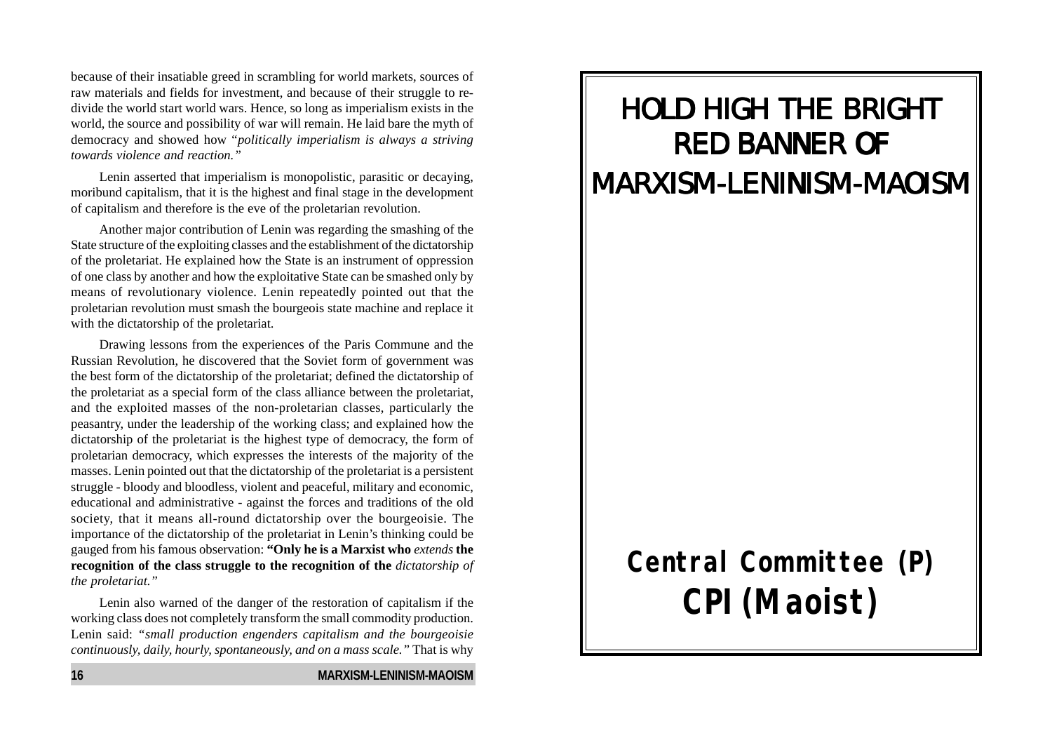because of their insatiable greed in scrambling for world markets, sources of raw materials and fields for investment, and because of their struggle to re-divide the world start world wars. Hence, so long as imperialism exists in the world, the source and possibility of war will remain. He laid bare the myth of democracy and showed how "*politically imperialism is always a striving towards violence and reaction.*"

Lenin asserted that imperialism is monopolistic, parasitic or decaying, moribund capitalism, that it is the highest and final stage in the development of capitalism and therefore is the eve of the proletarian revolution.

Another major contribution of Lenin was regarding the smashing of the State structure of the exploiting classes and the establishment of the dictatorship of the proletariat. He explained how the State is an instrument of oppression of one class by another and how the exploitative State can be smashed only by means of revolutionary violence. Lenin repeatedly pointed out that the proletarian revolution must smash the bourgeois state machine and replace it with the dictatorship of the proletariat.

Drawing lessons from the experiences of the Paris Commune and the Russian Revolution, he discovered that the Soviet form of government was the best form of the dictatorship of the proletariat; defined the dictatorship of the proletariat as a special form of the class alliance between the proletariat, and the exploited masses of the non-proletarian classes, particularly the peasantry, under the leadership of the working class; and explained how the dictatorship of the proletariat is the highest type of democracy, the form of proletarian democracy, which expresses the interests of the majority of the masses. Lenin pointed out that the dictatorship of the proletariat is a persistent struggle - bloody and bloodless, violent and peaceful, military and economic, educational and administrative - against the forces and traditions of the old society, that it means all-round dictatorship over the bourgeoisie. The importance of the dictatorship of the proletariat in Lenin's thinking could be gauged from his famous observation: **"Only he is a Marxist who *extends* the recognition of the class struggle to the recognition of the** *dictatorship of the proletariat."*

Lenin also warned of the danger of the restoration of capitalism if the working class does not completely transform the small commodity production. Lenin said: *"small production engenders capitalism and the bourgeoisie continuously, daily, hourly, spontaneously, and on a mass scale."* That is why

# HOLD HIGH THE BRIGHT RED BANNER OF MARXISM-LENINISM-MAOISM

## Central Committee (P)

## CPI (Maoist)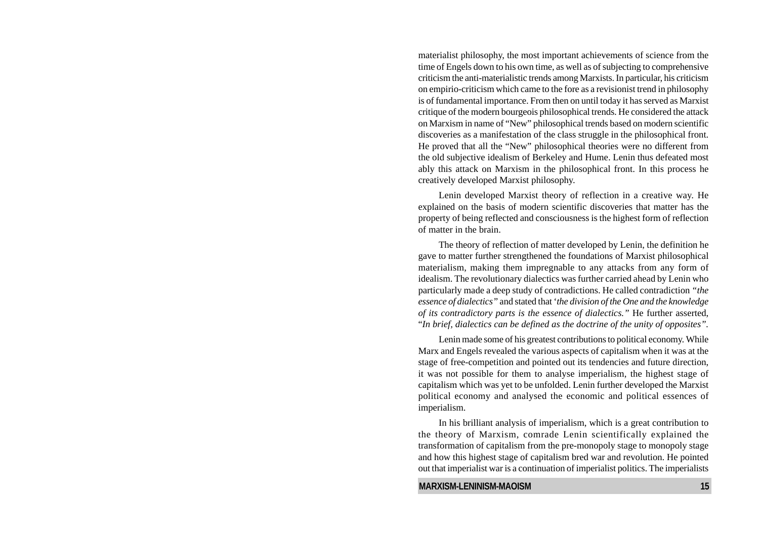materialist philosophy, the most important achievements of science from the time of Engels down to his own time, as well as of subjecting to comprehensive criticism the anti-materialistic trends among Marxists. In particular, his criticism on empirio-criticism which came to the fore as a revisionist trend in philosophy is of fundamental importance. From then on until today it has served as Marxist critique of the modern bourgeois philosophical trends. He considered the attack on Marxism in name of "New" philosophical trends based on modern scientific discoveries as a manifestation of the class struggle in the philosophical front. He proved that all the "New" philosophical theories were no different from the old subjective idealism of Berkeley and Hume. Lenin thus defeated most ably this attack on Marxism in the philosophical front. In this process he creatively developed Marxist philosophy.

Lenin developed Marxist theory of reflection in a creative way. He explained on the basis of modern scientific discoveries that matter has the property of being reflected and consciousness is the highest form of reflection of matter in the brain.

The theory of reflection of matter developed by Lenin, the definition he gave to matter further strengthened the foundations of Marxist philosophical materialism, making them impregnable to any attacks from any form of idealism. The revolutionary dialectics was further carried ahead by Lenin who particularly made a deep study of contradictions. He called contradiction *"the essence of dialectics"* and stated that '*the division of the One and the knowledge of its contradictory parts is the essence of dialectics."* He further asserted, "*In brief, dialectics can be defined as the doctrine of the unity of opposites".*

Lenin made some of his greatest contributions to political economy. While Marx and Engels revealed the various aspects of capitalism when it was at the stage of free-competition and pointed out its tendencies and future direction, it was not possible for them to analyse imperialism, the highest stage of capitalism which was yet to be unfolded. Lenin further developed the Marxist political economy and analysed the economic and political essences of imperialism.

In his brilliant analysis of imperialism, which is a great contribution to the theory of Marxism, comrade Lenin scientifically explained the transformation of capitalism from the pre-monopoly stage to monopoly stage and how this highest stage of capitalism bred war and revolution. He pointed out that imperialist war is a continuation of imperialist politics. The imperialists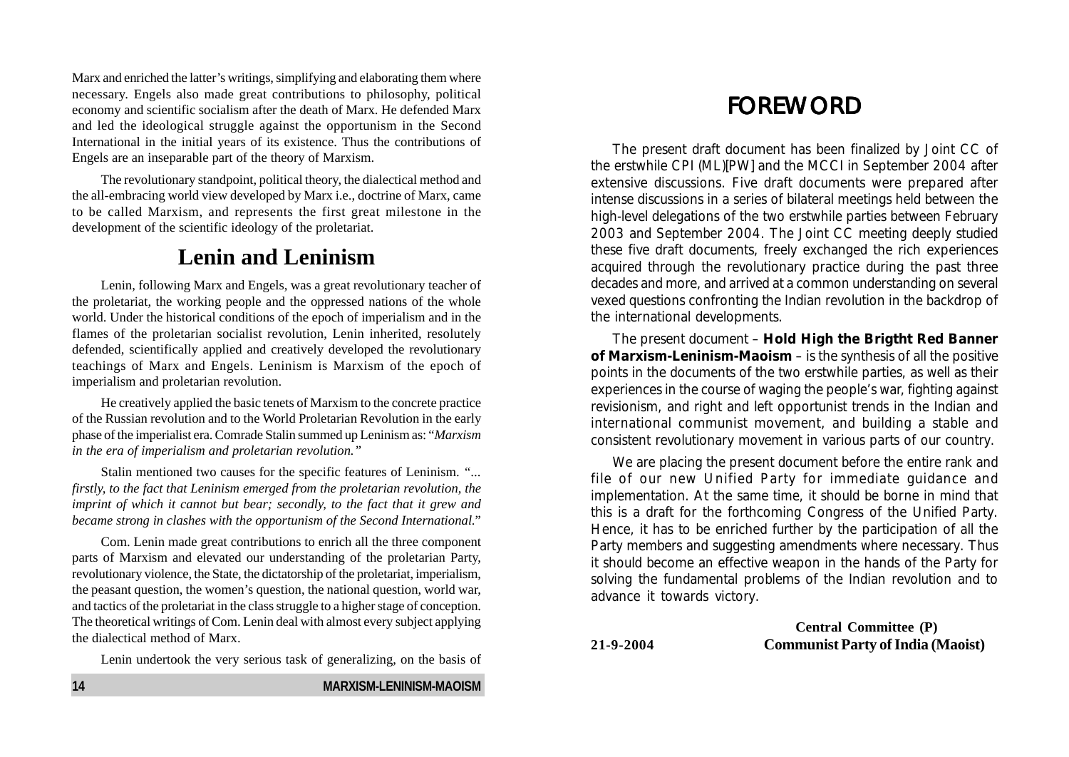Marx and enriched the latter's writings, simplifying and elaborating them where necessary. Engels also made great contributions to philosophy, political economy and scientific socialism after the death of Marx. He defended Marx and led the ideological struggle against the opportunism in the Second International in the initial years of its existence. Thus the contributions of Engels are an inseparable part of the theory of Marxism.

The revolutionary standpoint, political theory, the dialectical method and the all-embracing world view developed by Marx i.e., doctrine of Marx, came to be called Marxism, and represents the first great milestone in the development of the scientific ideology of the proletariat.

## Lenin and Leninism

Lenin, following Marx and Engels, was a great revolutionary teacher of the proletariat, the working people and the oppressed nations of the whole world. Under the historical conditions of the epoch of imperialism and in the flames of the proletarian socialist revolution, Lenin inherited, resolutely defended, scientifically applied and creatively developed the revolutionary teachings of Marx and Engels. Leninism is Marxism of the epoch of imperialism and proletarian revolution.

He creatively applied the basic tenets of Marxism to the concrete practice of the Russian revolution and to the World Proletarian Revolution in the early phase of the imperialist era. Comrade Stalin summed up Leninism as: "*Marxism in the era of imperialism and proletarian revolution.*"

Stalin mentioned two causes for the specific features of Leninism. "*... firstly, to the fact that Leninism emerged from the proletarian revolution, the imprint of which it cannot but bear; secondly, to the fact that it grew and became strong in clashes with the opportunism of the Second International.*"

Com. Lenin made great contributions to enrich all the three component parts of Marxism and elevated our understanding of the proletarian Party, revolutionary violence, the State, the dictatorship of the proletariat, imperialism, the peasant question, the women's question, the national question, world war, and tactics of the proletariat in the class struggle to a higher stage of conception. The theoretical writings of Com. Lenin deal with almost every subject applying the dialectical method of Marx.

Lenin undertook the very serious task of generalizing, on the basis of

# FOREWORD

The present draft document has been finalized by Joint CC of the erstwhile CPI (ML)[PW] and the MCCI in September 2004 after extensive discussions. Five draft documents were prepared after intense discussions in a series of bilateral meetings held between the high-level delegations of the two erstwhile parties between February 2003 and September 2004. The Joint CC meeting deeply studied these five draft documents, freely exchanged the rich experiences acquired through the revolutionary practice during the past three decades and more, and arrived at a common understanding on several vexed questions confronting the Indian revolution in the backdrop of the international developments.

The present document – **Hold High the Brigtht Red Banner of Marxism-Leninism-Maoism** – is the synthesis of all the positive points in the documents of the two erstwhile parties, as well as their experiences in the course of waging the people's war, fighting against revisionism, and right and left opportunist trends in the Indian and international communist movement, and building a stable and consistent revolutionary movement in various parts of our country.

We are placing the present document before the entire rank and file of our new Unified Party for immediate guidance and implementation. At the same time, it should be borne in mind that this is a draft for the forthcoming Congress of the Unified Party. Hence, it has to be enriched further by the participation of all the Party members and suggesting amendments where necessary. Thus it should become an effective weapon in the hands of the Party for solving the fundamental problems of the Indian revolution and to advance it towards victory.

**Central Committee (P)**
**Communist Party of India (Maoist)**

**21-9-2004**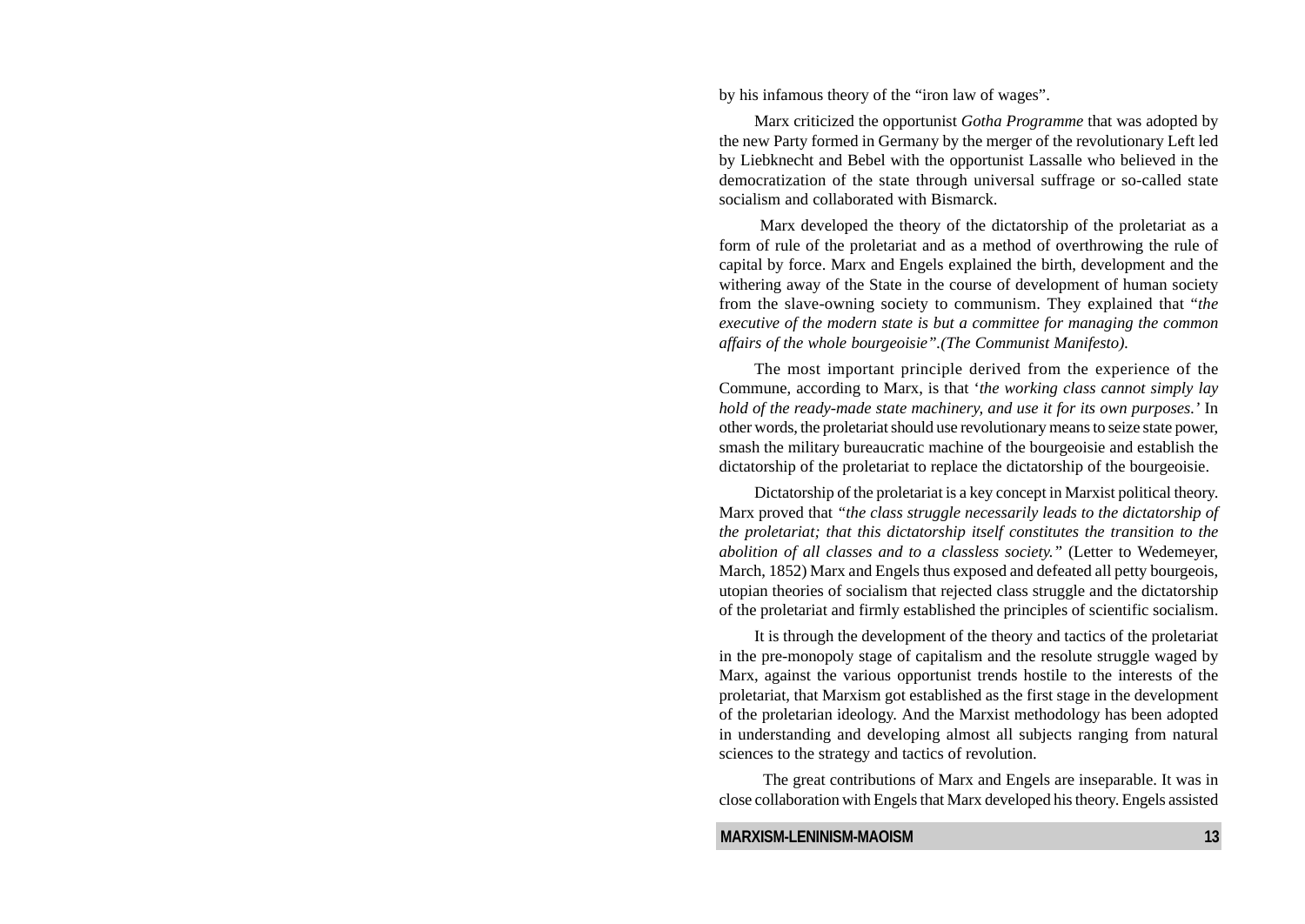by his infamous theory of the "iron law of wages".

Marx criticized the opportunist *Gotha Programme* that was adopted by the new Party formed in Germany by the merger of the revolutionary Left led by Liebknecht and Bebel with the opportunist Lassalle who believed in the democratization of the state through universal suffrage or so-called state socialism and collaborated with Bismarck.

Marx developed the theory of the dictatorship of the proletariat as a form of rule of the proletariat and as a method of overthrowing the rule of capital by force. Marx and Engels explained the birth, development and the withering away of the State in the course of development of human society from the slave-owning society to communism. They explained that "*the executive of the modern state is but a committee for managing the common affairs of the whole bourgeoisie".(The Communist Manifesto).*

The most important principle derived from the experience of the Commune, according to Marx, is that '*the working class cannot simply lay hold of the ready-made state machinery, and use it for its own purposes.*' In other words, the proletariat should use revolutionary means to seize state power, smash the military bureaucratic machine of the bourgeoisie and establish the dictatorship of the proletariat to replace the dictatorship of the bourgeoisie.

Dictatorship of the proletariat is a key concept in Marxist political theory. Marx proved that *"the class struggle necessarily leads to the dictatorship of the proletariat; that this dictatorship itself constitutes the transition to the abolition of all classes and to a classless society."* (Letter to Wedemeyer, March, 1852) Marx and Engels thus exposed and defeated all petty bourgeois, utopian theories of socialism that rejected class struggle and the dictatorship of the proletariat and firmly established the principles of scientific socialism.

It is through the development of the theory and tactics of the proletariat in the pre-monopoly stage of capitalism and the resolute struggle waged by Marx, against the various opportunist trends hostile to the interests of the proletariat, that Marxism got established as the first stage in the development of the proletarian ideology. And the Marxist methodology has been adopted in understanding and developing almost all subjects ranging from natural sciences to the strategy and tactics of revolution.

The great contributions of Marx and Engels are inseparable. It was in close collaboration with Engels that Marx developed his theory. Engels assisted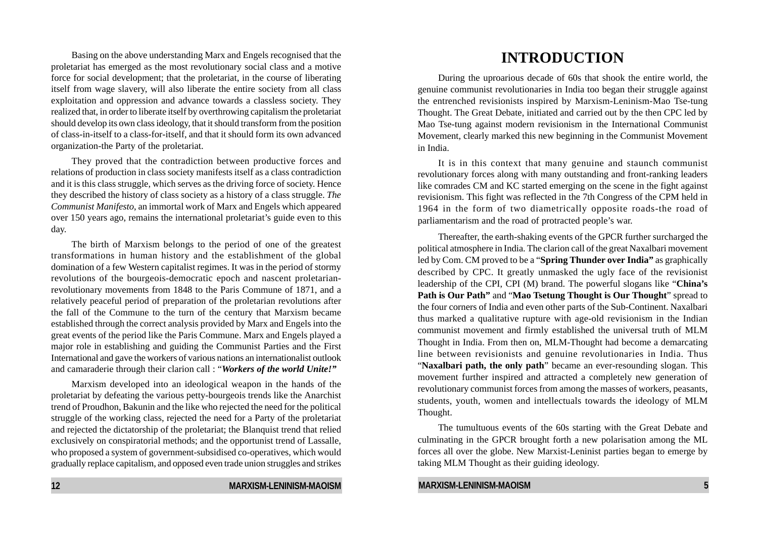Basing on the above understanding Marx and Engels recognised that the proletariat has emerged as the most revolutionary social class and a motive force for social development; that the proletariat, in the course of liberating itself from wage slavery, will also liberate the entire society from all class exploitation and oppression and advance towards a classless society. They realized that, in order to liberate itself by overthrowing capitalism the proletariat should develop its own class ideology, that it should transform from the position of class-in-itself to a class-for-itself, and that it should form its own advanced organization-the Party of the proletariat.

They proved that the contradiction between productive forces and relations of production in class society manifests itself as a class contradiction and it is this class struggle, which serves as the driving force of society. Hence they described the history of class society as a history of a class struggle. *The Communist Manifesto*, an immortal work of Marx and Engels which appeared over 150 years ago, remains the international proletariat's guide even to this day.

The birth of Marxism belongs to the period of one of the greatest transformations in human history and the establishment of the global domination of a few Western capitalist regimes. It was in the period of stormy revolutions of the bourgeois-democratic epoch and nascent proletarian-revolutionary movements from 1848 to the Paris Commune of 1871, and a relatively peaceful period of preparation of the proletarian revolutions after the fall of the Commune to the turn of the century that Marxism became established through the correct analysis provided by Marx and Engels into the great events of the period like the Paris Commune. Marx and Engels played a major role in establishing and guiding the Communist Parties and the First International and gave the workers of various nations an internationalist outlook and camaraderie through their clarion call : "***Workers of the world Unite!***"

Marxism developed into an ideological weapon in the hands of the proletariat by defeating the various petty-bourgeois trends like the Anarchist trend of Proudhon, Bakunin and the like who rejected the need for the political struggle of the working class, rejected the need for a Party of the proletariat and rejected the dictatorship of the proletariat; the Blanquist trend that relied exclusively on conspiratorial methods; and the opportunist trend of Lassalle, who proposed a system of government-subsidised co-operatives, which would gradually replace capitalism, and opposed even trade union struggles and strikes

# INTRODUCTION

During the uproarious decade of 60s that shook the entire world, the genuine communist revolutionaries in India too began their struggle against the entrenched revisionists inspired by Marxism-Leninism-Mao Tse-tung Thought. The Great Debate, initiated and carried out by the then CPC led by Mao Tse-tung against modern revisionism in the International Communist Movement, clearly marked this new beginning in the Communist Movement in India.

It is in this context that many genuine and staunch communist revolutionary forces along with many outstanding and front-ranking leaders like comrades CM and KC started emerging on the scene in the fight against revisionism. This fight was reflected in the 7th Congress of the CPM held in 1964 in the form of two diametrically opposite roads-the road of parliamentarism and the road of protracted people's war.

Thereafter, the earth-shaking events of the GPCR further surcharged the political atmosphere in India. The clarion call of the great Naxalbari movement led by Com. CM proved to be a "**Spring Thunder over India"** as graphically described by CPC. It greatly unmasked the ugly face of the revisionist leadership of the CPI, CPI (M) brand. The powerful slogans like "**China's Path is Our Path"** and "**Mao Tsetung Thought is Our Thought**" spread to the four corners of India and even other parts of the Sub-Continent. Naxalbari thus marked a qualitative rupture with age-old revisionism in the Indian communist movement and firmly established the universal truth of MLM Thought in India. From then on, MLM-Thought had become a demarcating line between revisionists and genuine revolutionaries in India. Thus "**Naxalbari path, the only path**" became an ever-resounding slogan. This movement further inspired and attracted a completely new generation of revolutionary communist forces from among the masses of workers, peasants, students, youth, women and intellectuals towards the ideology of MLM Thought.

The tumultuous events of the 60s starting with the Great Debate and culminating in the GPCR brought forth a new polarisation among the ML forces all over the globe. New Marxist-Leninist parties began to emerge by taking MLM Thought as their guiding ideology.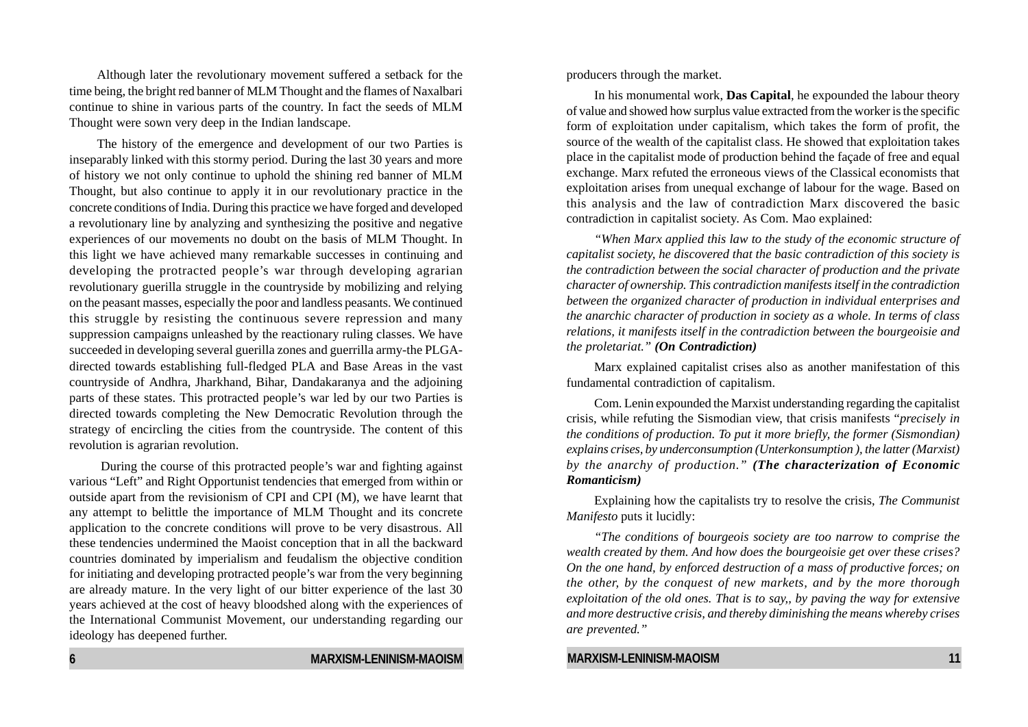Although later the revolutionary movement suffered a setback for the time being, the bright red banner of MLM Thought and the flames of Naxalbari continue to shine in various parts of the country. In fact the seeds of MLM Thought were sown very deep in the Indian landscape.

The history of the emergence and development of our two Parties is inseparably linked with this stormy period. During the last 30 years and more of history we not only continue to uphold the shining red banner of MLM Thought, but also continue to apply it in our revolutionary practice in the concrete conditions of India. During this practice we have forged and developed a revolutionary line by analyzing and synthesizing the positive and negative experiences of our movements no doubt on the basis of MLM Thought. In this light we have achieved many remarkable successes in continuing and developing the protracted people's war through developing agrarian revolutionary guerilla struggle in the countryside by mobilizing and relying on the peasant masses, especially the poor and landless peasants. We continued this struggle by resisting the continuous severe repression and many suppression campaigns unleashed by the reactionary ruling classes. We have succeeded in developing several guerilla zones and guerrilla army-the PLGA-directed towards establishing full-fledged PLA and Base Areas in the vast countryside of Andhra, Jharkhand, Bihar, Dandakaranya and the adjoining parts of these states. This protracted people's war led by our two Parties is directed towards completing the New Democratic Revolution through the strategy of encircling the cities from the countryside. The content of this revolution is agrarian revolution.

During the course of this protracted people's war and fighting against various "Left" and Right Opportunist tendencies that emerged from within or outside apart from the revisionism of CPI and CPI (M), we have learnt that any attempt to belittle the importance of MLM Thought and its concrete application to the concrete conditions will prove to be very disastrous. All these tendencies undermined the Maoist conception that in all the backward countries dominated by imperialism and feudalism the objective condition for initiating and developing protracted people's war from the very beginning are already mature. In the very light of our bitter experience of the last 30 years achieved at the cost of heavy bloodshed along with the experiences of the International Communist Movement, our understanding regarding our ideology has deepened further.

producers through the market.

In his monumental work, **Das Capital**, he expounded the labour theory of value and showed how surplus value extracted from the worker is the specific form of exploitation under capitalism, which takes the form of profit, the source of the wealth of the capitalist class. He showed that exploitation takes place in the capitalist mode of production behind the façade of free and equal exchange. Marx refuted the erroneous views of the Classical economists that exploitation arises from unequal exchange of labour for the wage. Based on this analysis and the law of contradiction Marx discovered the basic contradiction in capitalist society. As Com. Mao explained:

*"When Marx applied this law to the study of the economic structure of capitalist society, he discovered that the basic contradiction of this society is the contradiction between the social character of production and the private character of ownership. This contradiction manifests itself in the contradiction between the organized character of production in individual enterprises and the anarchic character of production in society as a whole. In terms of class relations, it manifests itself in the contradiction between the bourgeoisie and the proletariat."* ***(On Contradiction)***

Marx explained capitalist crises also as another manifestation of this fundamental contradiction of capitalism.

Com. Lenin expounded the Marxist understanding regarding the capitalist crisis, while refuting the Sismodian view, that crisis manifests "*precisely in the conditions of production. To put it more briefly, the former (Sismondian) explains crises, by underconsumption (Unterkonsumption ), the latter (Marxist) by the anarchy of production."* ***(The characterization of Economic Romanticism)***

Explaining how the capitalists try to resolve the crisis, *The Communist Manifesto* puts it lucidly:

*"The conditions of bourgeois society are too narrow to comprise the wealth created by them. And how does the bourgeoisie get over these crises? On the one hand, by enforced destruction of a mass of productive forces; on the other, by the conquest of new markets, and by the more thorough exploitation of the old ones. That is to say,, by paving the way for extensive and more destructive crisis, and thereby diminishing the means whereby crises are prevented."*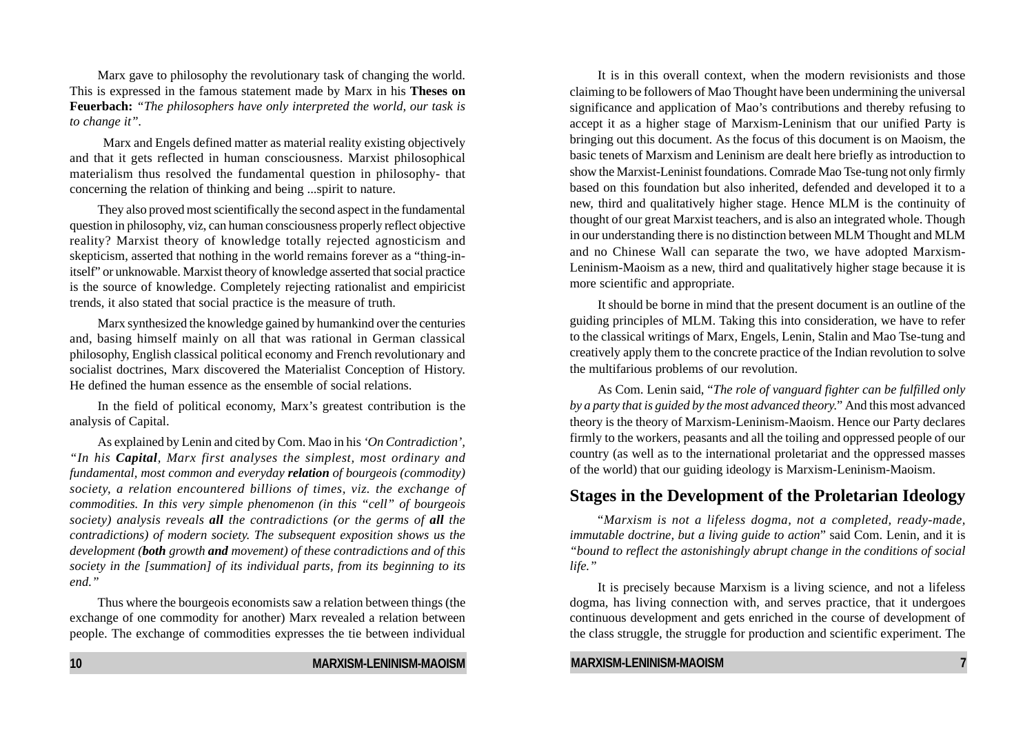Marx gave to philosophy the revolutionary task of changing the world. This is expressed in the famous statement made by Marx in his **Theses on Feuerbach:** *"The philosophers have only interpreted the world, our task is to change it"*.

Marx and Engels defined matter as material reality existing objectively and that it gets reflected in human consciousness. Marxist philosophical materialism thus resolved the fundamental question in philosophy- that concerning the relation of thinking and being ...spirit to nature.

They also proved most scientifically the second aspect in the fundamental question in philosophy, viz, can human consciousness properly reflect objective reality? Marxist theory of knowledge totally rejected agnosticism and skepticism, asserted that nothing in the world remains forever as a "thing-in-itself" or unknowable. Marxist theory of knowledge asserted that social practice is the source of knowledge. Completely rejecting rationalist and empiricist trends, it also stated that social practice is the measure of truth.

Marx synthesized the knowledge gained by humankind over the centuries and, basing himself mainly on all that was rational in German classical philosophy, English classical political economy and French revolutionary and socialist doctrines, Marx discovered the Materialist Conception of History. He defined the human essence as the ensemble of social relations.

In the field of political economy, Marx's greatest contribution is the analysis of Capital.

As explained by Lenin and cited by Com. Mao in his *'On Contradiction', "In his **Capital**, Marx first analyses the simplest, most ordinary and fundamental, most common and everyday **relation** of bourgeois (commodity) society, a relation encountered billions of times, viz. the exchange of commodities. In this very simple phenomenon (in this "cell" of bourgeois society) analysis reveals **all** the contradictions (or the germs of **all** the contradictions) of modern society. The subsequent exposition shows us the development (**both** growth **and** movement) of these contradictions and of this society in the [summation] of its individual parts, from its beginning to its end."*

Thus where the bourgeois economists saw a relation between things (the exchange of one commodity for another) Marx revealed a relation between people. The exchange of commodities expresses the tie between individual

It is in this overall context, when the modern revisionists and those claiming to be followers of Mao Thought have been undermining the universal significance and application of Mao's contributions and thereby refusing to accept it as a higher stage of Marxism-Leninism that our unified Party is bringing out this document. As the focus of this document is on Maoism, the basic tenets of Marxism and Leninism are dealt here briefly as introduction to show the Marxist-Leninist foundations. Comrade Mao Tse-tung not only firmly based on this foundation but also inherited, defended and developed it to a new, third and qualitatively higher stage. Hence MLM is the continuity of thought of our great Marxist teachers, and is also an integrated whole. Though in our understanding there is no distinction between MLM Thought and MLM and no Chinese Wall can separate the two, we have adopted Marxism-Leninism-Maoism as a new, third and qualitatively higher stage because it is more scientific and appropriate.

It should be borne in mind that the present document is an outline of the guiding principles of MLM. Taking this into consideration, we have to refer to the classical writings of Marx, Engels, Lenin, Stalin and Mao Tse-tung and creatively apply them to the concrete practice of the Indian revolution to solve the multifarious problems of our revolution.

As Com. Lenin said, "*The role of vanguard fighter can be fulfilled only by a party that is guided by the most advanced theory.*" And this most advanced theory is the theory of Marxism-Leninism-Maoism. Hence our Party declares firmly to the workers, peasants and all the toiling and oppressed people of our country (as well as to the international proletariat and the oppressed masses of the world) that our guiding ideology is Marxism-Leninism-Maoism.

## Stages in the Development of the Proletarian Ideology

"*Marxism is not a lifeless dogma, not a completed, ready-made, immutable doctrine, but a living guide to action*" said Com. Lenin, and it is *"bound to reflect the astonishingly abrupt change in the conditions of social life."*

It is precisely because Marxism is a living science, and not a lifeless dogma, has living connection with, and serves practice, that it undergoes continuous development and gets enriched in the course of development of the class struggle, the struggle for production and scientific experiment. The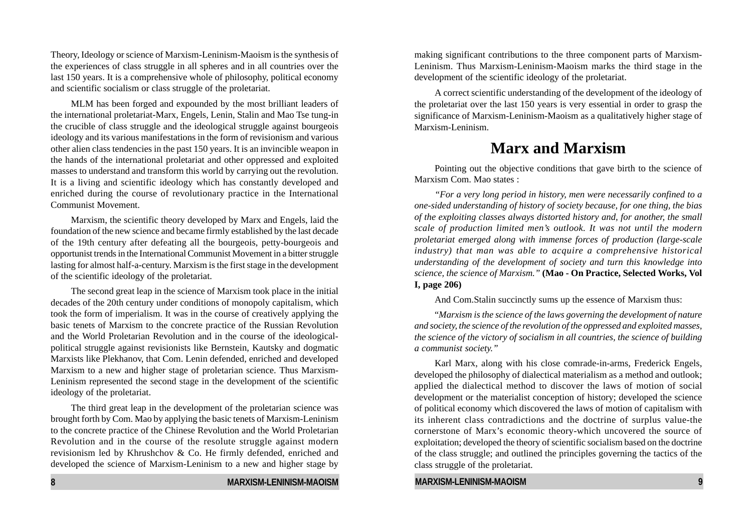Theory, Ideology or science of Marxism-Leninism-Maoism is the synthesis of the experiences of class struggle in all spheres and in all countries over the last 150 years. It is a comprehensive whole of philosophy, political economy and scientific socialism or class struggle of the proletariat.

MLM has been forged and expounded by the most brilliant leaders of the international proletariat-Marx, Engels, Lenin, Stalin and Mao Tse tung-in the crucible of class struggle and the ideological struggle against bourgeois ideology and its various manifestations in the form of revisionism and various other alien class tendencies in the past 150 years. It is an invincible weapon in the hands of the international proletariat and other oppressed and exploited masses to understand and transform this world by carrying out the revolution. It is a living and scientific ideology which has constantly developed and enriched during the course of revolutionary practice in the International Communist Movement.

Marxism, the scientific theory developed by Marx and Engels, laid the foundation of the new science and became firmly established by the last decade of the 19th century after defeating all the bourgeois, petty-bourgeois and opportunist trends in the International Communist Movement in a bitter struggle lasting for almost half-a-century. Marxism is the first stage in the development of the scientific ideology of the proletariat.

The second great leap in the science of Marxism took place in the initial decades of the 20th century under conditions of monopoly capitalism, which took the form of imperialism. It was in the course of creatively applying the basic tenets of Marxism to the concrete practice of the Russian Revolution and the World Proletarian Revolution and in the course of the ideological-political struggle against revisionists like Bernstein, Kautsky and dogmatic Marxists like Plekhanov, that Com. Lenin defended, enriched and developed Marxism to a new and higher stage of proletarian science. Thus Marxism-Leninism represented the second stage in the development of the scientific ideology of the proletariat.

The third great leap in the development of the proletarian science was brought forth by Com. Mao by applying the basic tenets of Marxism-Leninism to the concrete practice of the Chinese Revolution and the World Proletarian Revolution and in the course of the resolute struggle against modern revisionism led by Khrushchov & Co. He firmly defended, enriched and developed the science of Marxism-Leninism to a new and higher stage by making significant contributions to the three component parts of Marxism-Leninism. Thus Marxism-Leninism-Maoism marks the third stage in the development of the scientific ideology of the proletariat.

A correct scientific understanding of the development of the ideology of the proletariat over the last 150 years is very essential in order to grasp the significance of Marxism-Leninism-Maoism as a qualitatively higher stage of Marxism-Leninism.

## Marx and Marxism

Pointing out the objective conditions that gave birth to the science of Marxism Com. Mao states :

*"For a very long period in history, men were necessarily confined to a one-sided understanding of history of society because, for one thing, the bias of the exploiting classes always distorted history and, for another, the small scale of production limited men's outlook. It was not until the modern proletariat emerged along with immense forces of production (large-scale industry) that man was able to acquire a comprehensive historical understanding of the development of society and turn this knowledge into science, the science of Marxism."* **(Mao - On Practice, Selected Works, Vol I, page 206)**

And Com.Stalin succinctly sums up the essence of Marxism thus:

*"Marxism is the science of the laws governing the development of nature and society, the science of the revolution of the oppressed and exploited masses, the science of the victory of socialism in all countries, the science of building a communist society."*

Karl Marx, along with his close comrade-in-arms, Frederick Engels, developed the philosophy of dialectical materialism as a method and outlook; applied the dialectical method to discover the laws of motion of social development or the materialist conception of history; developed the science of political economy which discovered the laws of motion of capitalism with its inherent class contradictions and the doctrine of surplus value-the cornerstone of Marx's economic theory-which uncovered the source of exploitation; developed the theory of scientific socialism based on the doctrine of the class struggle; and outlined the principles governing the tactics of the class struggle of the proletariat.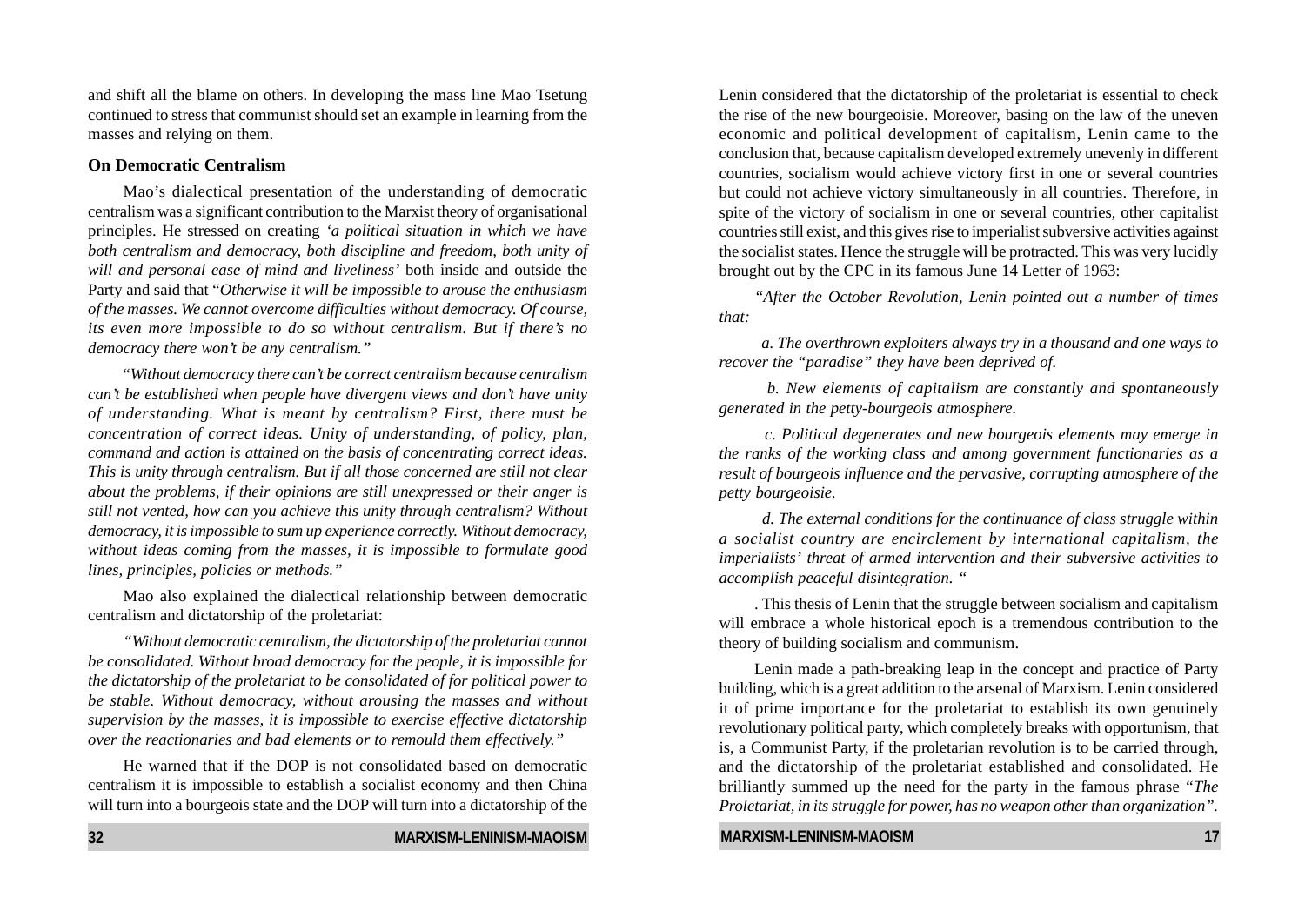and shift all the blame on others. In developing the mass line Mao Tsetung continued to stress that communist should set an example in learning from the masses and relying on them.

### On Democratic Centralism

Mao's dialectical presentation of the understanding of democratic centralism was a significant contribution to the Marxist theory of organisational principles. He stressed on creating *'a political situation in which we have both centralism and democracy, both discipline and freedom, both unity of will and personal ease of mind and liveliness'* both inside and outside the Party and said that "*Otherwise it will be impossible to arouse the enthusiasm of the masses. We cannot overcome difficulties without democracy. Of course, its even more impossible to do so without centralism. But if there's no democracy there won't be any centralism."*

"*Without democracy there can't be correct centralism because centralism can't be established when people have divergent views and don't have unity of understanding. What is meant by centralism? First, there must be concentration of correct ideas. Unity of understanding, of policy, plan, command and action is attained on the basis of concentrating correct ideas. This is unity through centralism. But if all those concerned are still not clear about the problems, if their opinions are still unexpressed or their anger is still not vented, how can you achieve this unity through centralism? Without democracy, it is impossible to sum up experience correctly. Without democracy, without ideas coming from the masses, it is impossible to formulate good lines, principles, policies or methods."*

Mao also explained the dialectical relationship between democratic centralism and dictatorship of the proletariat:

*"Without democratic centralism, the dictatorship of the proletariat cannot be consolidated. Without broad democracy for the people, it is impossible for the dictatorship of the proletariat to be consolidated of for political power to be stable. Without democracy, without arousing the masses and without supervision by the masses, it is impossible to exercise effective dictatorship over the reactionaries and bad elements or to remould them effectively."*

He warned that if the DOP is not consolidated based on democratic centralism it is impossible to establish a socialist economy and then China will turn into a bourgeois state and the DOP will turn into a dictatorship of the

Lenin considered that the dictatorship of the proletariat is essential to check the rise of the new bourgeoisie. Moreover, basing on the law of the uneven economic and political development of capitalism, Lenin came to the conclusion that, because capitalism developed extremely unevenly in different countries, socialism would achieve victory first in one or several countries but could not achieve victory simultaneously in all countries. Therefore, in spite of the victory of socialism in one or several countries, other capitalist countries still exist, and this gives rise to imperialist subversive activities against the socialist states. Hence the struggle will be protracted. This was very lucidly brought out by the CPC in its famous June 14 Letter of 1963:

*"After the October Revolution, Lenin pointed out a number of times that:*

*a. The overthrown exploiters always try in a thousand and one ways to recover the "paradise" they have been deprived of.*

*b. New elements of capitalism are constantly and spontaneously generated in the petty-bourgeois atmosphere.*

*c. Political degenerates and new bourgeois elements may emerge in the ranks of the working class and among government functionaries as a result of bourgeois influence and the pervasive, corrupting atmosphere of the petty bourgeoisie.*

*d. The external conditions for the continuance of class struggle within a socialist country are encirclement by international capitalism, the imperialists' threat of armed intervention and their subversive activities to accomplish peaceful disintegration. "*

. This thesis of Lenin that the struggle between socialism and capitalism will embrace a whole historical epoch is a tremendous contribution to the theory of building socialism and communism.

Lenin made a path-breaking leap in the concept and practice of Party building, which is a great addition to the arsenal of Marxism. Lenin considered it of prime importance for the proletariat to establish its own genuinely revolutionary political party, which completely breaks with opportunism, that is, a Communist Party, if the proletarian revolution is to be carried through, and the dictatorship of the proletariat established and consolidated. He brilliantly summed up the need for the party in the famous phrase "*The Proletariat, in its struggle for power, has no weapon other than organization*".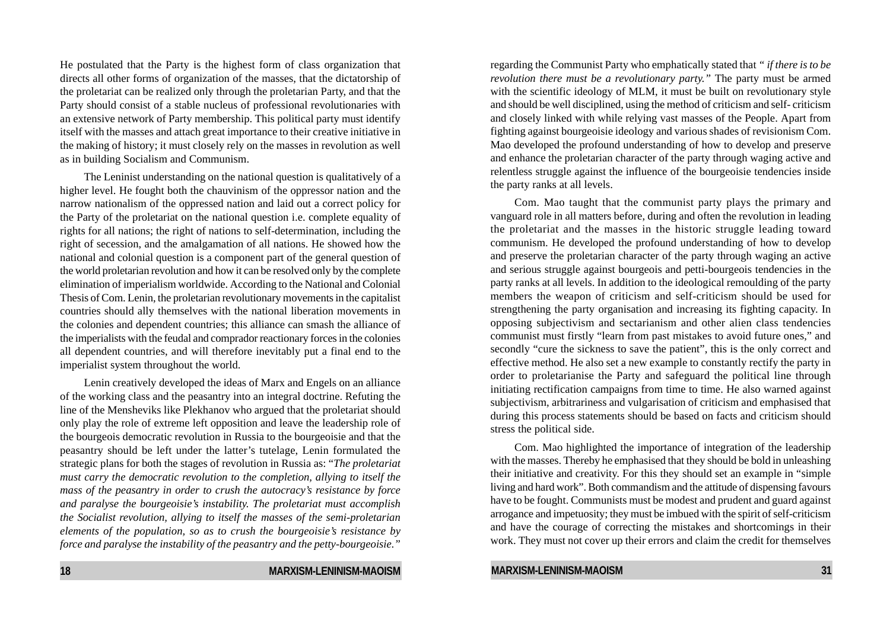He postulated that the Party is the highest form of class organization that directs all other forms of organization of the masses, that the dictatorship of the proletariat can be realized only through the proletarian Party, and that the Party should consist of a stable nucleus of professional revolutionaries with an extensive network of Party membership. This political party must identify itself with the masses and attach great importance to their creative initiative in the making of history; it must closely rely on the masses in revolution as well as in building Socialism and Communism.

The Leninist understanding on the national question is qualitatively of a higher level. He fought both the chauvinism of the oppressor nation and the narrow nationalism of the oppressed nation and laid out a correct policy for the Party of the proletariat on the national question i.e. complete equality of rights for all nations; the right of nations to self-determination, including the right of secession, and the amalgamation of all nations. He showed how the national and colonial question is a component part of the general question of the world proletarian revolution and how it can be resolved only by the complete elimination of imperialism worldwide. According to the National and Colonial Thesis of Com. Lenin, the proletarian revolutionary movements in the capitalist countries should ally themselves with the national liberation movements in the colonies and dependent countries; this alliance can smash the alliance of the imperialists with the feudal and comprador reactionary forces in the colonies all dependent countries, and will therefore inevitably put a final end to the imperialist system throughout the world.

Lenin creatively developed the ideas of Marx and Engels on an alliance of the working class and the peasantry into an integral doctrine. Refuting the line of the Mensheviks like Plekhanov who argued that the proletariat should only play the role of extreme left opposition and leave the leadership role of the bourgeois democratic revolution in Russia to the bourgeoisie and that the peasantry should be left under the latter's tutelage, Lenin formulated the strategic plans for both the stages of revolution in Russia as: "*The proletariat must carry the democratic revolution to the completion, allying to itself the mass of the peasantry in order to crush the autocracy's resistance by force and paralyse the bourgeoisie's instability. The proletariat must accomplish the Socialist revolution, allying to itself the masses of the semi-proletarian elements of the population, so as to crush the bourgeoisie's resistance by force and paralyse the instability of the peasantry and the petty-bourgeoisie.*"

regarding the Communist Party who emphatically stated that "*if there is to be revolution there must be a revolutionary party.*" The party must be armed with the scientific ideology of MLM, it must be built on revolutionary style and should be well disciplined, using the method of criticism and self- criticism and closely linked with while relying vast masses of the People. Apart from fighting against bourgeoisie ideology and various shades of revisionism Com. Mao developed the profound understanding of how to develop and preserve and enhance the proletarian character of the party through waging active and relentless struggle against the influence of the bourgeoisie tendencies inside the party ranks at all levels.

Com. Mao taught that the communist party plays the primary and vanguard role in all matters before, during and often the revolution in leading the proletariat and the masses in the historic struggle leading toward communism. He developed the profound understanding of how to develop and preserve the proletarian character of the party through waging an active and serious struggle against bourgeois and petti-bourgeois tendencies in the party ranks at all levels. In addition to the ideological remoulding of the party members the weapon of criticism and self-criticism should be used for strengthening the party organisation and increasing its fighting capacity. In opposing subjectivism and sectarianism and other alien class tendencies communist must firstly "learn from past mistakes to avoid future ones," and secondly "cure the sickness to save the patient", this is the only correct and effective method. He also set a new example to constantly rectify the party in order to proletarianise the Party and safeguard the political line through initiating rectification campaigns from time to time. He also warned against subjectivism, arbitrariness and vulgarisation of criticism and emphasised that during this process statements should be based on facts and criticism should stress the political side.

Com. Mao highlighted the importance of integration of the leadership with the masses. Thereby he emphasised that they should be bold in unleashing their initiative and creativity. For this they should set an example in "simple living and hard work". Both commandism and the attitude of dispensing favours have to be fought. Communists must be modest and prudent and guard against arrogance and impetuosity; they must be imbued with the spirit of self-criticism and have the courage of correcting the mistakes and shortcomings in their work. They must not cover up their errors and claim the credit for themselves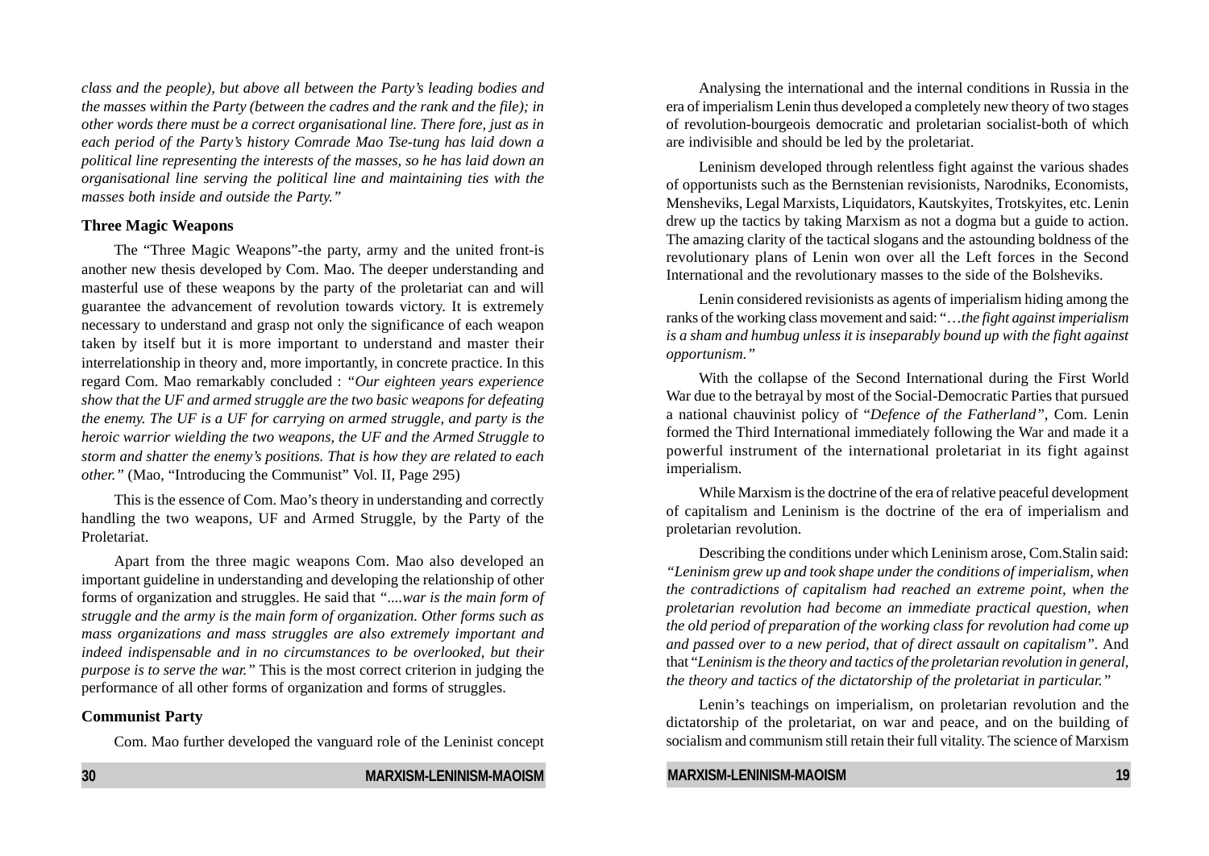*class and the people), but above all between the Party's leading bodies and the masses within the Party (between the cadres and the rank and the file); in other words there must be a correct organisational line. There fore, just as in each period of the Party's history Comrade Mao Tse-tung has laid down a political line representing the interests of the masses, so he has laid down an organisational line serving the political line and maintaining ties with the masses both inside and outside the Party."*

**Three Magic Weapons**

The "Three Magic Weapons"-the party, army and the united front-is another new thesis developed by Com. Mao. The deeper understanding and masterful use of these weapons by the party of the proletariat can and will guarantee the advancement of revolution towards victory. It is extremely necessary to understand and grasp not only the significance of each weapon taken by itself but it is more important to understand and master their interrelationship in theory and, more importantly, in concrete practice. In this regard Com. Mao remarkably concluded : *"Our eighteen years experience show that the UF and armed struggle are the two basic weapons for defeating the enemy. The UF is a UF for carrying on armed struggle, and party is the heroic warrior wielding the two weapons, the UF and the Armed Struggle to storm and shatter the enemy's positions. That is how they are related to each other."* (Mao, "Introducing the Communist" Vol. II, Page 295)

This is the essence of Com. Mao's theory in understanding and correctly handling the two weapons, UF and Armed Struggle, by the Party of the Proletariat.

Apart from the three magic weapons Com. Mao also developed an important guideline in understanding and developing the relationship of other forms of organization and struggles. He said that *"....war is the main form of struggle and the army is the main form of organization. Other forms such as mass organizations and mass struggles are also extremely important and indeed indispensable and in no circumstances to be overlooked, but their purpose is to serve the war."* This is the most correct criterion in judging the performance of all other forms of organization and forms of struggles.

**Communist Party**

Com. Mao further developed the vanguard role of the Leninist concept

Analysing the international and the internal conditions in Russia in the era of imperialism Lenin thus developed a completely new theory of two stages of revolution-bourgeois democratic and proletarian socialist-both of which are indivisible and should be led by the proletariat.

Leninism developed through relentless fight against the various shades of opportunists such as the Bernstenian revisionists, Narodniks, Economists, Mensheviks, Legal Marxists, Liquidators, Kautskyites, Trotskyites, etc. Lenin drew up the tactics by taking Marxism as not a dogma but a guide to action. The amazing clarity of the tactical slogans and the astounding boldness of the revolutionary plans of Lenin won over all the Left forces in the Second International and the revolutionary masses to the side of the Bolsheviks.

Lenin considered revisionists as agents of imperialism hiding among the ranks of the working class movement and said: "…*the fight against imperialism is a sham and humbug unless it is inseparably bound up with the fight against opportunism."*

With the collapse of the Second International during the First World War due to the betrayal by most of the Social-Democratic Parties that pursued a national chauvinist policy of "*Defence of the Fatherland"*, Com. Lenin formed the Third International immediately following the War and made it a powerful instrument of the international proletariat in its fight against imperialism.

While Marxism is the doctrine of the era of relative peaceful development of capitalism and Leninism is the doctrine of the era of imperialism and proletarian revolution.

Describing the conditions under which Leninism arose, Com.Stalin said: *"Leninism grew up and took shape under the conditions of imperialism, when the contradictions of capitalism had reached an extreme point, when the proletarian revolution had become an immediate practical question, when the old period of preparation of the working class for revolution had come up and passed over to a new period, that of direct assault on capitalism".* And that "*Leninism is the theory and tactics of the proletarian revolution in general, the theory and tactics of the dictatorship of the proletariat in particular."*

Lenin's teachings on imperialism, on proletarian revolution and the dictatorship of the proletariat, on war and peace, and on the building of socialism and communism still retain their full vitality. The science of Marxism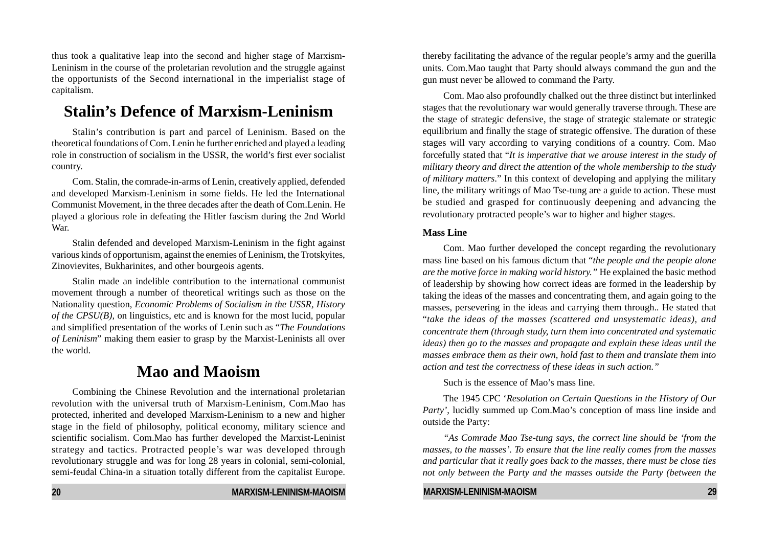thus took a qualitative leap into the second and higher stage of Marxism-Leninism in the course of the proletarian revolution and the struggle against the opportunists of the Second international in the imperialist stage of capitalism.

## Stalin's Defence of Marxism-Leninism

Stalin's contribution is part and parcel of Leninism. Based on the theoretical foundations of Com. Lenin he further enriched and played a leading role in construction of socialism in the USSR, the world's first ever socialist country.

Com. Stalin, the comrade-in-arms of Lenin, creatively applied, defended and developed Marxism-Leninism in some fields. He led the International Communist Movement, in the three decades after the death of Com.Lenin. He played a glorious role in defeating the Hitler fascism during the 2nd World War.

Stalin defended and developed Marxism-Leninism in the fight against various kinds of opportunism, against the enemies of Leninism, the Trotskyites, Zinovievites, Bukharinites, and other bourgeois agents.

Stalin made an indelible contribution to the international communist movement through a number of theoretical writings such as those on the Nationality question, *Economic Problems of Socialism in the USSR*, *History of the CPSU(B)*, on linguistics, etc and is known for the most lucid, popular and simplified presentation of the works of Lenin such as "*The Foundations of Leninism*" making them easier to grasp by the Marxist-Leninists all over the world.

## Mao and Maoism

Combining the Chinese Revolution and the international proletarian revolution with the universal truth of Marxism-Leninism, Com.Mao has protected, inherited and developed Marxism-Leninism to a new and higher stage in the field of philosophy, political economy, military science and scientific socialism. Com.Mao has further developed the Marxist-Leninist strategy and tactics. Protracted people's war was developed through revolutionary struggle and was for long 28 years in colonial, semi-colonial, semi-feudal China-in a situation totally different from the capitalist Europe.

thereby facilitating the advance of the regular people's army and the guerilla units. Com.Mao taught that Party should always command the gun and the gun must never be allowed to command the Party.

Com. Mao also profoundly chalked out the three distinct but interlinked stages that the revolutionary war would generally traverse through. These are the stage of strategic defensive, the stage of strategic stalemate or strategic equilibrium and finally the stage of strategic offensive. The duration of these stages will vary according to varying conditions of a country. Com. Mao forcefully stated that "*It is imperative that we arouse interest in the study of military theory and direct the attention of the whole membership to the study of military matters*." In this context of developing and applying the military line, the military writings of Mao Tse-tung are a guide to action. These must be studied and grasped for continuously deepening and advancing the revolutionary protracted people's war to higher and higher stages.

**Mass Line**

Com. Mao further developed the concept regarding the revolutionary mass line based on his famous dictum that "*the people and the people alone are the motive force in making world history.*" He explained the basic method of leadership by showing how correct ideas are formed in the leadership by taking the ideas of the masses and concentrating them, and again going to the masses, persevering in the ideas and carrying them through.. He stated that "*take the ideas of the masses (scattered and unsystematic ideas), and concentrate them (through study, turn them into concentrated and systematic ideas) then go to the masses and propagate and explain these ideas until the masses embrace them as their own, hold fast to them and translate them into action and test the correctness of these ideas in such action.*"

Such is the essence of Mao's mass line.

The 1945 CPC '*Resolution on Certain Questions in the History of Our Party*', lucidly summed up Com.Mao's conception of mass line inside and outside the Party:

*"As Comrade Mao Tse-tung says, the correct line should be 'from the masses, to the masses'. To ensure that the line really comes from the masses and particular that it really goes back to the masses, there must be close ties not only between the Party and the masses outside the Party (between the*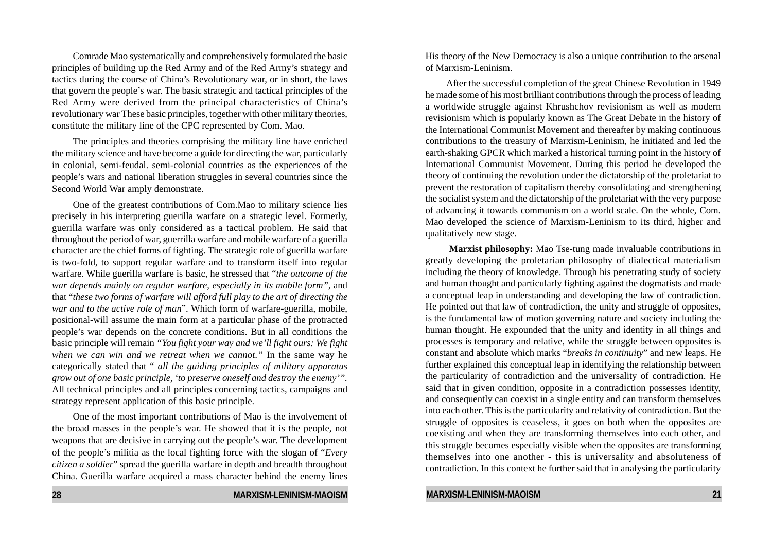Comrade Mao systematically and comprehensively formulated the basic principles of building up the Red Army and of the Red Army's strategy and tactics during the course of China's Revolutionary war, or in short, the laws that govern the people's war. The basic strategic and tactical principles of the Red Army were derived from the principal characteristics of China's revolutionary war These basic principles, together with other military theories, constitute the military line of the CPC represented by Com. Mao.

The principles and theories comprising the military line have enriched the military science and have become a guide for directing the war, particularly in colonial, semi-feudal. semi-colonial countries as the experiences of the people's wars and national liberation struggles in several countries since the Second World War amply demonstrate.

One of the greatest contributions of Com.Mao to military science lies precisely in his interpreting guerilla warfare on a strategic level. Formerly, guerilla warfare was only considered as a tactical problem. He said that throughout the period of war, guerrilla warfare and mobile warfare of a guerilla character are the chief forms of fighting. The strategic role of guerilla warfare is two-fold, to support regular warfare and to transform itself into regular warfare. While guerilla warfare is basic, he stressed that "*the outcome of the war depends mainly on regular warfare, especially in its mobile form"*, and that "*these two forms of warfare will afford full play to the art of directing the war and to the active role of man*". Which form of warfare-guerilla, mobile, positional-will assume the main form at a particular phase of the protracted people's war depends on the concrete conditions. But in all conditions the basic principle will remain *"You fight your way and we'll fight ours: We fight when we can win and we retreat when we cannot."* In the same way he categorically stated that " *all the guiding principles of military apparatus grow out of one basic principle, 'to preserve oneself and destroy the enemy'"*. All technical principles and all principles concerning tactics, campaigns and strategy represent application of this basic principle.

One of the most important contributions of Mao is the involvement of the broad masses in the people's war. He showed that it is the people, not weapons that are decisive in carrying out the people's war. The development of the people's militia as the local fighting force with the slogan of "*Every citizen a soldier*" spread the guerilla warfare in depth and breadth throughout China. Guerilla warfare acquired a mass character behind the enemy lines

His theory of the New Democracy is also a unique contribution to the arsenal of Marxism-Leninism.

After the successful completion of the great Chinese Revolution in 1949 he made some of his most brilliant contributions through the process of leading a worldwide struggle against Khrushchov revisionism as well as modern revisionism which is popularly known as The Great Debate in the history of the International Communist Movement and thereafter by making continuous contributions to the treasury of Marxism-Leninism, he initiated and led the earth-shaking GPCR which marked a historical turning point in the history of International Communist Movement. During this period he developed the theory of continuing the revolution under the dictatorship of the proletariat to prevent the restoration of capitalism thereby consolidating and strengthening the socialist system and the dictatorship of the proletariat with the very purpose of advancing it towards communism on a world scale. On the whole, Com. Mao developed the science of Marxism-Leninism to its third, higher and qualitatively new stage.

**Marxist philosophy:** Mao Tse-tung made invaluable contributions in greatly developing the proletarian philosophy of dialectical materialism including the theory of knowledge. Through his penetrating study of society and human thought and particularly fighting against the dogmatists and made a conceptual leap in understanding and developing the law of contradiction. He pointed out that law of contradiction, the unity and struggle of opposites, is the fundamental law of motion governing nature and society including the human thought. He expounded that the unity and identity in all things and processes is temporary and relative, while the struggle between opposites is constant and absolute which marks "*breaks in continuity*" and new leaps. He further explained this conceptual leap in identifying the relationship between the particularity of contradiction and the universality of contradiction. He said that in given condition, opposite in a contradiction possesses identity, and consequently can coexist in a single entity and can transform themselves into each other. This is the particularity and relativity of contradiction. But the struggle of opposites is ceaseless, it goes on both when the opposites are coexisting and when they are transforming themselves into each other, and this struggle becomes especially visible when the opposites are transforming themselves into one another - this is universality and absoluteness of contradiction. In this context he further said that in analysing the particularity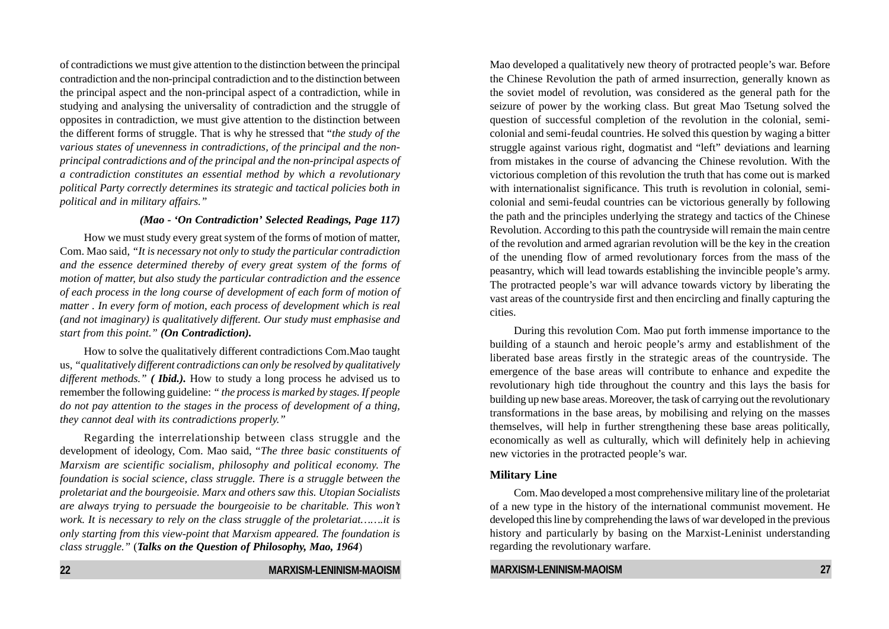of contradictions we must give attention to the distinction between the principal contradiction and the non-principal contradiction and to the distinction between the principal aspect and the non-principal aspect of a contradiction, while in studying and analysing the universality of contradiction and the struggle of opposites in contradiction, we must give attention to the distinction between the different forms of struggle. That is why he stressed that "*the study of the various states of unevenness in contradictions, of the principal and the non-principal contradictions and of the principal and the non-principal aspects of a contradiction constitutes an essential method by which a revolutionary political Party correctly determines its strategic and tactical policies both in political and in military affairs.*"

***(Mao - 'On Contradiction' Selected Readings, Page 117)***

How we must study every great system of the forms of motion of matter, Com. Mao said, "*It is necessary not only to study the particular contradiction and the essence determined thereby of every great system of the forms of motion of matter, but also study the particular contradiction and the essence of each process in the long course of development of each form of motion of matter . In every form of motion, each process of development which is real (and not imaginary) is qualitatively different. Our study must emphasise and start from this point.*" ***(On Contradiction).***

How to solve the qualitatively different contradictions Com.Mao taught us, "*qualitatively different contradictions can only be resolved by qualitatively different methods.*" ***( Ibid.).*** How to study a long process he advised us to remember the following guideline: " *the process is marked by stages. If people do not pay attention to the stages in the process of development of a thing, they cannot deal with its contradictions properly.*"

Regarding the interrelationship between class struggle and the development of ideology, Com. Mao said, "*The three basic constituents of Marxism are scientific socialism, philosophy and political economy. The foundation is social science, class struggle. There is a struggle between the proletariat and the bourgeoisie. Marx and others saw this. Utopian Socialists are always trying to persuade the bourgeoisie to be charitable. This won't work. It is necessary to rely on the class struggle of the proletariat…….it is only starting from this view-point that Marxism appeared. The foundation is class struggle.*" (***Talks on the Question of Philosophy, Mao, 1964***)

Mao developed a qualitatively new theory of protracted people's war. Before the Chinese Revolution the path of armed insurrection, generally known as the soviet model of revolution, was considered as the general path for the seizure of power by the working class. But great Mao Tsetung solved the question of successful completion of the revolution in the colonial, semi-colonial and semi-feudal countries. He solved this question by waging a bitter struggle against various right, dogmatist and "left" deviations and learning from mistakes in the course of advancing the Chinese revolution. With the victorious completion of this revolution the truth that has come out is marked with internationalist significance. This truth is revolution in colonial, semi-colonial and semi-feudal countries can be victorious generally by following the path and the principles underlying the strategy and tactics of the Chinese Revolution. According to this path the countryside will remain the main centre of the revolution and armed agrarian revolution will be the key in the creation of the unending flow of armed revolutionary forces from the mass of the peasantry, which will lead towards establishing the invincible people's army. The protracted people's war will advance towards victory by liberating the vast areas of the countryside first and then encircling and finally capturing the cities.

During this revolution Com. Mao put forth immense importance to the building of a staunch and heroic people's army and establishment of the liberated base areas firstly in the strategic areas of the countryside. The emergence of the base areas will contribute to enhance and expedite the revolutionary high tide throughout the country and this lays the basis for building up new base areas. Moreover, the task of carrying out the revolutionary transformations in the base areas, by mobilising and relying on the masses themselves, will help in further strengthening these base areas politically, economically as well as culturally, which will definitely help in achieving new victories in the protracted people's war.

**Military Line**

Com. Mao developed a most comprehensive military line of the proletariat of a new type in the history of the international communist movement. He developed this line by comprehending the laws of war developed in the previous history and particularly by basing on the Marxist-Leninist understanding regarding the revolutionary warfare.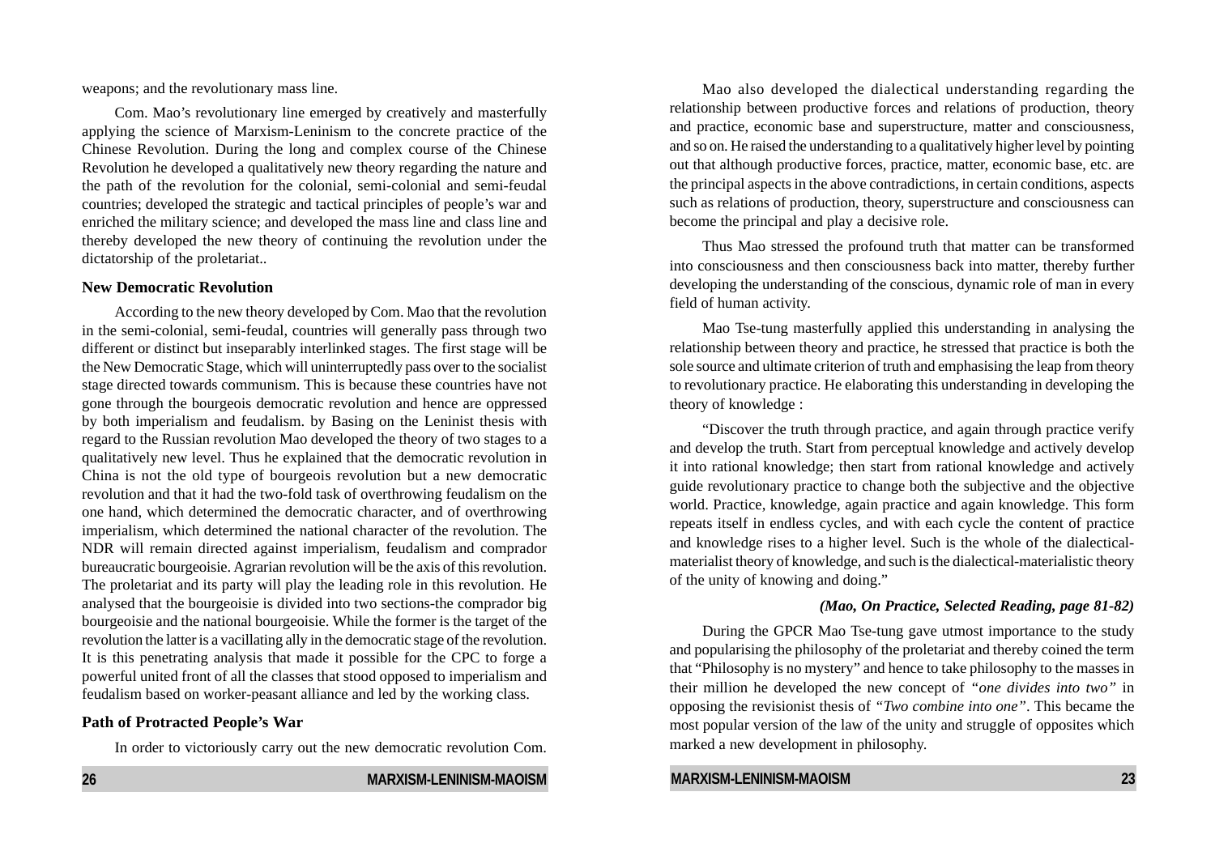weapons; and the revolutionary mass line.

Com. Mao's revolutionary line emerged by creatively and masterfully applying the science of Marxism-Leninism to the concrete practice of the Chinese Revolution. During the long and complex course of the Chinese Revolution he developed a qualitatively new theory regarding the nature and the path of the revolution for the colonial, semi-colonial and semi-feudal countries; developed the strategic and tactical principles of people's war and enriched the military science; and developed the mass line and class line and thereby developed the new theory of continuing the revolution under the dictatorship of the proletariat..

**New Democratic Revolution**

According to the new theory developed by Com. Mao that the revolution in the semi-colonial, semi-feudal, countries will generally pass through two different or distinct but inseparably interlinked stages. The first stage will be the New Democratic Stage, which will uninterruptedly pass over to the socialist stage directed towards communism. This is because these countries have not gone through the bourgeois democratic revolution and hence are oppressed by both imperialism and feudalism. by Basing on the Leninist thesis with regard to the Russian revolution Mao developed the theory of two stages to a qualitatively new level. Thus he explained that the democratic revolution in China is not the old type of bourgeois revolution but a new democratic revolution and that it had the two-fold task of overthrowing feudalism on the one hand, which determined the democratic character, and of overthrowing imperialism, which determined the national character of the revolution. The NDR will remain directed against imperialism, feudalism and comprador bureaucratic bourgeoisie. Agrarian revolution will be the axis of this revolution. The proletariat and its party will play the leading role in this revolution. He analysed that the bourgeoisie is divided into two sections-the comprador big bourgeoisie and the national bourgeoisie. While the former is the target of the revolution the latter is a vacillating ally in the democratic stage of the revolution. It is this penetrating analysis that made it possible for the CPC to forge a powerful united front of all the classes that stood opposed to imperialism and feudalism based on worker-peasant alliance and led by the working class.

**Path of Protracted People's War**

In order to victoriously carry out the new democratic revolution Com.

Mao also developed the dialectical understanding regarding the relationship between productive forces and relations of production, theory and practice, economic base and superstructure, matter and consciousness, and so on. He raised the understanding to a qualitatively higher level by pointing out that although productive forces, practice, matter, economic base, etc. are the principal aspects in the above contradictions, in certain conditions, aspects such as relations of production, theory, superstructure and consciousness can become the principal and play a decisive role.

Thus Mao stressed the profound truth that matter can be transformed into consciousness and then consciousness back into matter, thereby further developing the understanding of the conscious, dynamic role of man in every field of human activity.

Mao Tse-tung masterfully applied this understanding in analysing the relationship between theory and practice, he stressed that practice is both the sole source and ultimate criterion of truth and emphasising the leap from theory to revolutionary practice. He elaborating this understanding in developing the theory of knowledge :

"Discover the truth through practice, and again through practice verify and develop the truth. Start from perceptual knowledge and actively develop it into rational knowledge; then start from rational knowledge and actively guide revolutionary practice to change both the subjective and the objective world. Practice, knowledge, again practice and again knowledge. This form repeats itself in endless cycles, and with each cycle the content of practice and knowledge rises to a higher level. Such is the whole of the dialectical-materialist theory of knowledge, and such is the dialectical-materialistic theory of the unity of knowing and doing."

***(Mao, On Practice, Selected Reading, page 81-82)***

During the GPCR Mao Tse-tung gave utmost importance to the study and popularising the philosophy of the proletariat and thereby coined the term that "Philosophy is no mystery" and hence to take philosophy to the masses in their million he developed the new concept of *"one divides into two"* in opposing the revisionist thesis of *"Two combine into one"*. This became the most popular version of the law of the unity and struggle of opposites which marked a new development in philosophy.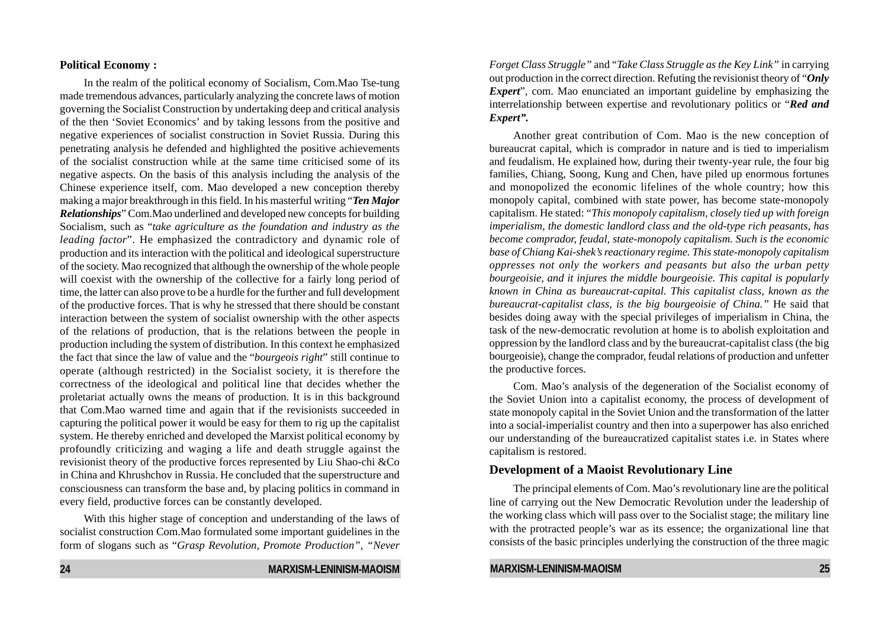**Political Economy :**

In the realm of the political economy of Socialism, Com.Mao Tse-tung made tremendous advances, particularly analyzing the concrete laws of motion governing the Socialist Construction by undertaking deep and critical analysis of the then 'Soviet Economics' and by taking lessons from the positive and negative experiences of socialist construction in Soviet Russia. During this penetrating analysis he defended and highlighted the positive achievements of the socialist construction while at the same time criticised some of its negative aspects. On the basis of this analysis including the analysis of the Chinese experience itself, com. Mao developed a new conception thereby making a major breakthrough in this field. In his masterful writing "***Ten Major Relationships***" Com.Mao underlined and developed new concepts for building Socialism, such as "*take agriculture as the foundation and industry as the leading factor*". He emphasized the contradictory and dynamic role of production and its interaction with the political and ideological superstructure of the society. Mao recognized that although the ownership of the whole people will coexist with the ownership of the collective for a fairly long period of time, the latter can also prove to be a hurdle for the further and full development of the productive forces. That is why he stressed that there should be constant interaction between the system of socialist ownership with the other aspects of the relations of production, that is the relations between the people in production including the system of distribution. In this context he emphasized the fact that since the law of value and the "*bourgeois right*" still continue to operate (although restricted) in the Socialist society, it is therefore the correctness of the ideological and political line that decides whether the proletariat actually owns the means of production. It is in this background that Com.Mao warned time and again that if the revisionists succeeded in capturing the political power it would be easy for them to rig up the capitalist system. He thereby enriched and developed the Marxist political economy by profoundly criticizing and waging a life and death struggle against the revisionist theory of the productive forces represented by Liu Shao-chi &Co in China and Khrushchov in Russia. He concluded that the superstructure and consciousness can transform the base and, by placing politics in command in every field, productive forces can be constantly developed.

With this higher stage of conception and understanding of the laws of socialist construction Com.Mao formulated some important guidelines in the form of slogans such as "*Grasp Revolution, Promote Production", "Never Forget Class Struggle"* and "*Take Class Struggle as the Key Link"* in carrying out production in the correct direction. Refuting the revisionist theory of "***Only Expert***", com. Mao enunciated an important guideline by emphasizing the interrelationship between expertise and revolutionary politics or "***Red and Expert".***

Another great contribution of Com. Mao is the new conception of bureaucrat capital, which is comprador in nature and is tied to imperialism and feudalism. He explained how, during their twenty-year rule, the four big families, Chiang, Soong, Kung and Chen, have piled up enormous fortunes and monopolized the economic lifelines of the whole country; how this monopoly capital, combined with state power, has become state-monopoly capitalism. He stated: "*This monopoly capitalism, closely tied up with foreign imperialism, the domestic landlord class and the old-type rich peasants, has become comprador, feudal, state-monopoly capitalism. Such is the economic base of Chiang Kai-shek's reactionary regime. This state-monopoly capitalism oppresses not only the workers and peasants but also the urban petty bourgeoisie, and it injures the middle bourgeoisie. This capital is popularly known in China as bureaucrat-capital. This capitalist class, known as the bureaucrat-capitalist class, is the big bourgeoisie of China."* He said that besides doing away with the special privileges of imperialism in China, the task of the new-democratic revolution at home is to abolish exploitation and oppression by the landlord class and by the bureaucrat-capitalist class (the big bourgeoisie), change the comprador, feudal relations of production and unfetter the productive forces.

Com. Mao's analysis of the degeneration of the Socialist economy of the Soviet Union into a capitalist economy, the process of development of state monopoly capital in the Soviet Union and the transformation of the latter into a social-imperialist country and then into a superpower has also enriched our understanding of the bureaucratized capitalist states i.e. in States where capitalism is restored.

## Development of a Maoist Revolutionary Line

The principal elements of Com. Mao's revolutionary line are the political line of carrying out the New Democratic Revolution under the leadership of the working class which will pass over to the Socialist stage; the military line with the protracted people's war as its essence; the organizational line that consists of the basic principles underlying the construction of the three magic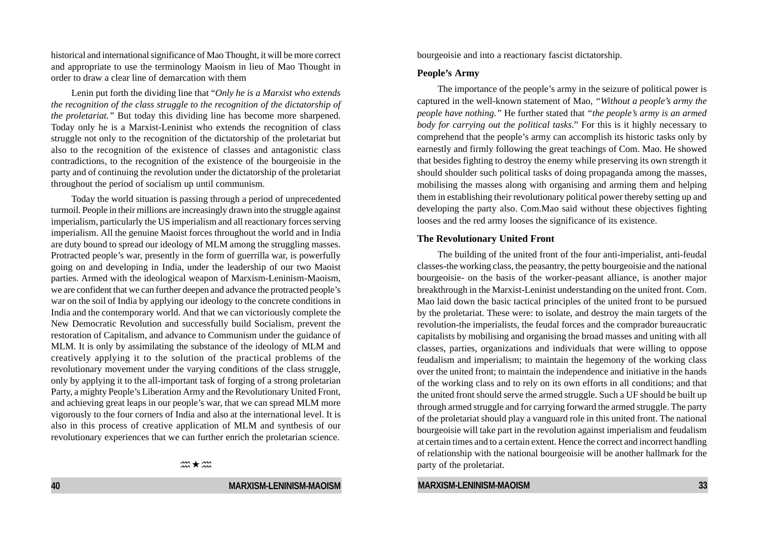historical and international significance of Mao Thought, it will be more correct and appropriate to use the terminology Maoism in lieu of Mao Thought in order to draw a clear line of demarcation with them

Lenin put forth the dividing line that "*Only he is a Marxist who extends the recognition of the class struggle to the recognition of the dictatorship of the proletariat.*" But today this dividing line has become more sharpened. Today only he is a Marxist-Leninist who extends the recognition of class struggle not only to the recognition of the dictatorship of the proletariat but also to the recognition of the existence of classes and antagonistic class contradictions, to the recognition of the existence of the bourgeoisie in the party and of continuing the revolution under the dictatorship of the proletariat throughout the period of socialism up until communism.

Today the world situation is passing through a period of unprecedented turmoil. People in their millions are increasingly drawn into the struggle against imperialism, particularly the US imperialism and all reactionary forces serving imperialism. All the genuine Maoist forces throughout the world and in India are duty bound to spread our ideology of MLM among the struggling masses. Protracted people's war, presently in the form of guerrilla war, is powerfully going on and developing in India, under the leadership of our two Maoist parties. Armed with the ideological weapon of Marxism-Leninism-Maoism, we are confident that we can further deepen and advance the protracted people's war on the soil of India by applying our ideology to the concrete conditions in India and the contemporary world. And that we can victoriously complete the New Democratic Revolution and successfully build Socialism, prevent the restoration of Capitalism, and advance to Communism under the guidance of MLM. It is only by assimilating the substance of the ideology of MLM and creatively applying it to the solution of the practical problems of the revolutionary movement under the varying conditions of the class struggle, only by applying it to the all-important task of forging of a strong proletarian Party, a mighty People's Liberation Army and the Revolutionary United Front, and achieving great leaps in our people's war, that we can spread MLM more vigorously to the four corners of India and also at the international level. It is also in this process of creative application of MLM and synthesis of our revolutionary experiences that we can further enrich the proletarian science.

★

bourgeoisie and into a reactionary fascist dictatorship.

**People's Army**

The importance of the people's army in the seizure of political power is captured in the well-known statement of Mao, "*Without a people's army the people have nothing.*" He further stated that "*the people's army is an armed body for carrying out the political tasks*." For this is it highly necessary to comprehend that the people's army can accomplish its historic tasks only by earnestly and firmly following the great teachings of Com. Mao. He showed that besides fighting to destroy the enemy while preserving its own strength it should shoulder such political tasks of doing propaganda among the masses, mobilising the masses along with organising and arming them and helping them in establishing their revolutionary political power thereby setting up and developing the party also. Com.Mao said without these objectives fighting looses and the red army looses the significance of its existence.

**The Revolutionary United Front**

The building of the united front of the four anti-imperialist, anti-feudal classes-the working class, the peasantry, the petty bourgeoisie and the national bourgeoisie- on the basis of the worker-peasant alliance, is another major breakthrough in the Marxist-Leninist understanding on the united front. Com. Mao laid down the basic tactical principles of the united front to be pursued by the proletariat. These were: to isolate, and destroy the main targets of the revolution-the imperialists, the feudal forces and the comprador bureaucratic capitalists by mobilising and organising the broad masses and uniting with all classes, parties, organizations and individuals that were willing to oppose feudalism and imperialism; to maintain the hegemony of the working class over the united front; to maintain the independence and initiative in the hands of the working class and to rely on its own efforts in all conditions; and that the united front should serve the armed struggle. Such a UF should be built up through armed struggle and for carrying forward the armed struggle. The party of the proletariat should play a vanguard role in this united front. The national bourgeoisie will take part in the revolution against imperialism and feudalism at certain times and to a certain extent. Hence the correct and incorrect handling of relationship with the national bourgeoisie will be another hallmark for the party of the proletariat.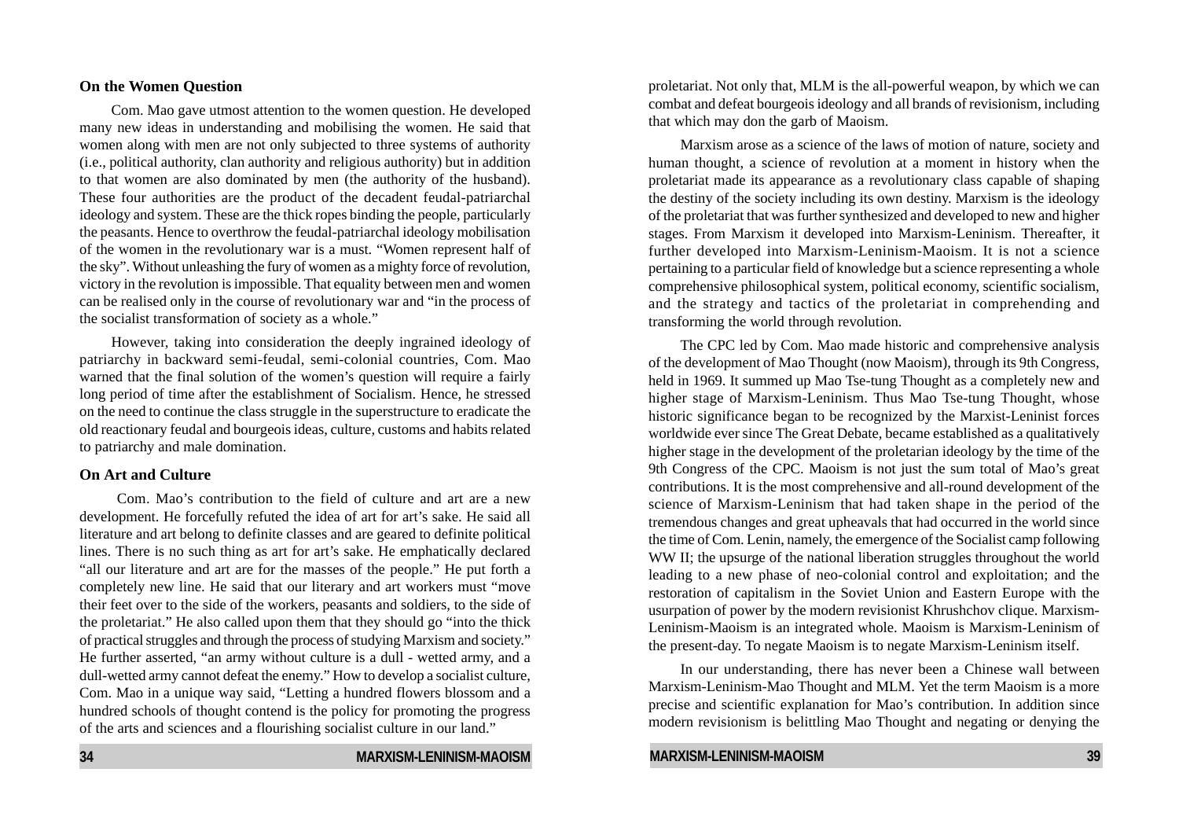### On the Women Question

Com. Mao gave utmost attention to the women question. He developed many new ideas in understanding and mobilising the women. He said that women along with men are not only subjected to three systems of authority (i.e., political authority, clan authority and religious authority) but in addition to that women are also dominated by men (the authority of the husband). These four authorities are the product of the decadent feudal-patriarchal ideology and system. These are the thick ropes binding the people, particularly the peasants. Hence to overthrow the feudal-patriarchal ideology mobilisation of the women in the revolutionary war is a must. "Women represent half of the sky". Without unleashing the fury of women as a mighty force of revolution, victory in the revolution is impossible. That equality between men and women can be realised only in the course of revolutionary war and "in the process of the socialist transformation of society as a whole."

However, taking into consideration the deeply ingrained ideology of patriarchy in backward semi-feudal, semi-colonial countries, Com. Mao warned that the final solution of the women's question will require a fairly long period of time after the establishment of Socialism. Hence, he stressed on the need to continue the class struggle in the superstructure to eradicate the old reactionary feudal and bourgeois ideas, culture, customs and habits related to patriarchy and male domination.

### On Art and Culture

Com. Mao's contribution to the field of culture and art are a new development. He forcefully refuted the idea of art for art's sake. He said all literature and art belong to definite classes and are geared to definite political lines. There is no such thing as art for art's sake. He emphatically declared "all our literature and art are for the masses of the people." He put forth a completely new line. He said that our literary and art workers must "move their feet over to the side of the workers, peasants and soldiers, to the side of the proletariat." He also called upon them that they should go "into the thick of practical struggles and through the process of studying Marxism and society." He further asserted, "an army without culture is a dull - wetted army, and a dull-wetted army cannot defeat the enemy." How to develop a socialist culture, Com. Mao in a unique way said, "Letting a hundred flowers blossom and a hundred schools of thought contend is the policy for promoting the progress of the arts and sciences and a flourishing socialist culture in our land."

proletariat. Not only that, MLM is the all-powerful weapon, by which we can combat and defeat bourgeois ideology and all brands of revisionism, including that which may don the garb of Maoism.

Marxism arose as a science of the laws of motion of nature, society and human thought, a science of revolution at a moment in history when the proletariat made its appearance as a revolutionary class capable of shaping the destiny of the society including its own destiny. Marxism is the ideology of the proletariat that was further synthesized and developed to new and higher stages. From Marxism it developed into Marxism-Leninism. Thereafter, it further developed into Marxism-Leninism-Maoism. It is not a science pertaining to a particular field of knowledge but a science representing a whole comprehensive philosophical system, political economy, scientific socialism, and the strategy and tactics of the proletariat in comprehending and transforming the world through revolution.

The CPC led by Com. Mao made historic and comprehensive analysis of the development of Mao Thought (now Maoism), through its 9th Congress, held in 1969. It summed up Mao Tse-tung Thought as a completely new and higher stage of Marxism-Leninism. Thus Mao Tse-tung Thought, whose historic significance began to be recognized by the Marxist-Leninist forces worldwide ever since The Great Debate, became established as a qualitatively higher stage in the development of the proletarian ideology by the time of the 9th Congress of the CPC. Maoism is not just the sum total of Mao's great contributions. It is the most comprehensive and all-round development of the science of Marxism-Leninism that had taken shape in the period of the tremendous changes and great upheavals that had occurred in the world since the time of Com. Lenin, namely, the emergence of the Socialist camp following WW II; the upsurge of the national liberation struggles throughout the world leading to a new phase of neo-colonial control and exploitation; and the restoration of capitalism in the Soviet Union and Eastern Europe with the usurpation of power by the modern revisionist Khrushchov clique. Marxism-Leninism-Maoism is an integrated whole. Maoism is Marxism-Leninism of the present-day. To negate Maoism is to negate Marxism-Leninism itself.

In our understanding, there has never been a Chinese wall between Marxism-Leninism-Mao Thought and MLM. Yet the term Maoism is a more precise and scientific explanation for Mao's contribution. In addition since modern revisionism is belittling Mao Thought and negating or denying the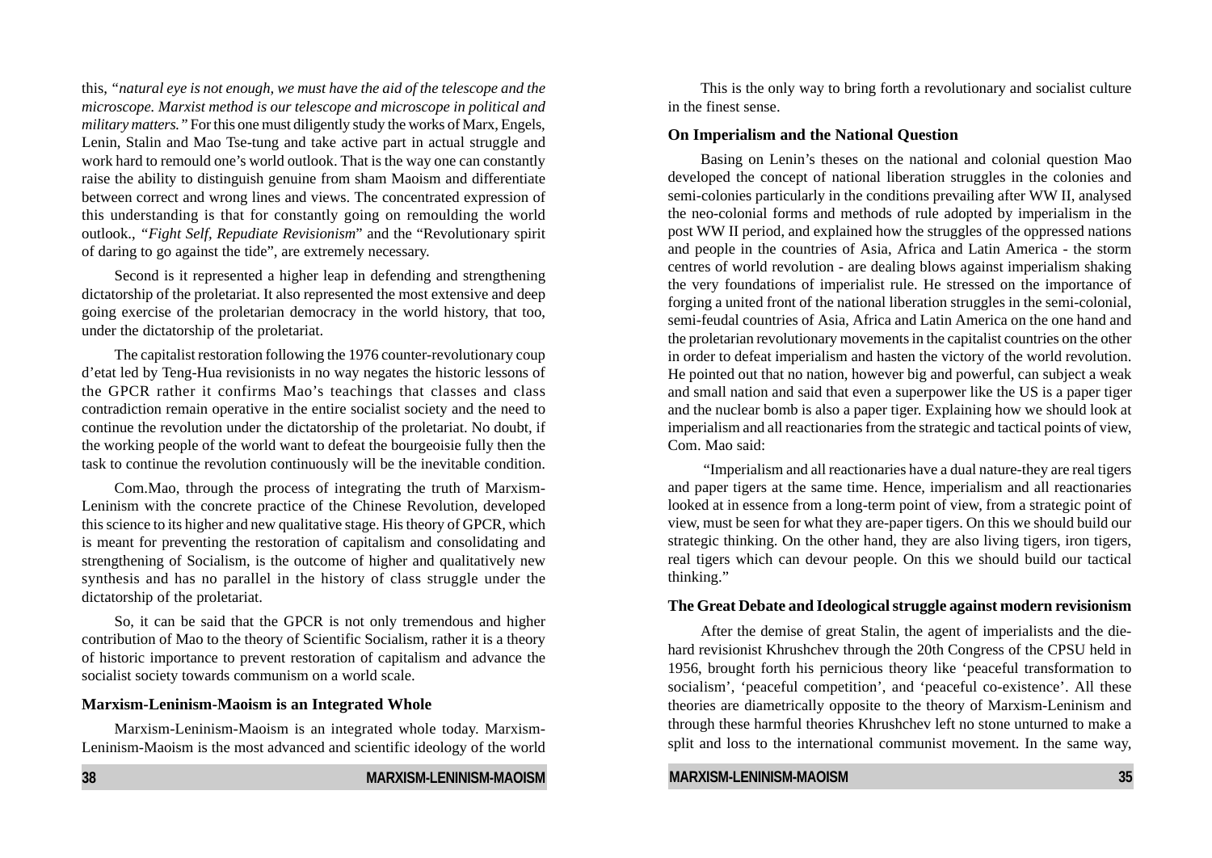this, *"natural eye is not enough, we must have the aid of the telescope and the microscope. Marxist method is our telescope and microscope in political and military matters."* For this one must diligently study the works of Marx, Engels, Lenin, Stalin and Mao Tse-tung and take active part in actual struggle and work hard to remould one's world outlook. That is the way one can constantly raise the ability to distinguish genuine from sham Maoism and differentiate between correct and wrong lines and views. The concentrated expression of this understanding is that for constantly going on remoulding the world outlook., *"Fight Self, Repudiate Revisionism*" and the "Revolutionary spirit of daring to go against the tide", are extremely necessary.

Second is it represented a higher leap in defending and strengthening dictatorship of the proletariat. It also represented the most extensive and deep going exercise of the proletarian democracy in the world history, that too, under the dictatorship of the proletariat.

The capitalist restoration following the 1976 counter-revolutionary coup d'etat led by Teng-Hua revisionists in no way negates the historic lessons of the GPCR rather it confirms Mao's teachings that classes and class contradiction remain operative in the entire socialist society and the need to continue the revolution under the dictatorship of the proletariat. No doubt, if the working people of the world want to defeat the bourgeoisie fully then the task to continue the revolution continuously will be the inevitable condition.

Com.Mao, through the process of integrating the truth of Marxism-Leninism with the concrete practice of the Chinese Revolution, developed this science to its higher and new qualitative stage. His theory of GPCR, which is meant for preventing the restoration of capitalism and consolidating and strengthening of Socialism, is the outcome of higher and qualitatively new synthesis and has no parallel in the history of class struggle under the dictatorship of the proletariat.

So, it can be said that the GPCR is not only tremendous and higher contribution of Mao to the theory of Scientific Socialism, rather it is a theory of historic importance to prevent restoration of capitalism and advance the socialist society towards communism on a world scale.

### Marxism-Leninism-Maoism is an Integrated Whole

Marxism-Leninism-Maoism is an integrated whole today. Marxism-Leninism-Maoism is the most advanced and scientific ideology of the world

This is the only way to bring forth a revolutionary and socialist culture in the finest sense.

### On Imperialism and the National Question

Basing on Lenin's theses on the national and colonial question Mao developed the concept of national liberation struggles in the colonies and semi-colonies particularly in the conditions prevailing after WW II, analysed the neo-colonial forms and methods of rule adopted by imperialism in the post WW II period, and explained how the struggles of the oppressed nations and people in the countries of Asia, Africa and Latin America - the storm centres of world revolution - are dealing blows against imperialism shaking the very foundations of imperialist rule. He stressed on the importance of forging a united front of the national liberation struggles in the semi-colonial, semi-feudal countries of Asia, Africa and Latin America on the one hand and the proletarian revolutionary movements in the capitalist countries on the other in order to defeat imperialism and hasten the victory of the world revolution. He pointed out that no nation, however big and powerful, can subject a weak and small nation and said that even a superpower like the US is a paper tiger and the nuclear bomb is also a paper tiger. Explaining how we should look at imperialism and all reactionaries from the strategic and tactical points of view, Com. Mao said:

"Imperialism and all reactionaries have a dual nature-they are real tigers and paper tigers at the same time. Hence, imperialism and all reactionaries looked at in essence from a long-term point of view, from a strategic point of view, must be seen for what they are-paper tigers. On this we should build our strategic thinking. On the other hand, they are also living tigers, iron tigers, real tigers which can devour people. On this we should build our tactical thinking."

### The Great Debate and Ideological struggle against modern revisionism

After the demise of great Stalin, the agent of imperialists and the die-hard revisionist Khrushchev through the 20th Congress of the CPSU held in 1956, brought forth his pernicious theory like 'peaceful transformation to socialism', 'peaceful competition', and 'peaceful co-existence'. All these theories are diametrically opposite to the theory of Marxism-Leninism and through these harmful theories Khrushchev left no stone unturned to make a split and loss to the international communist movement. In the same way,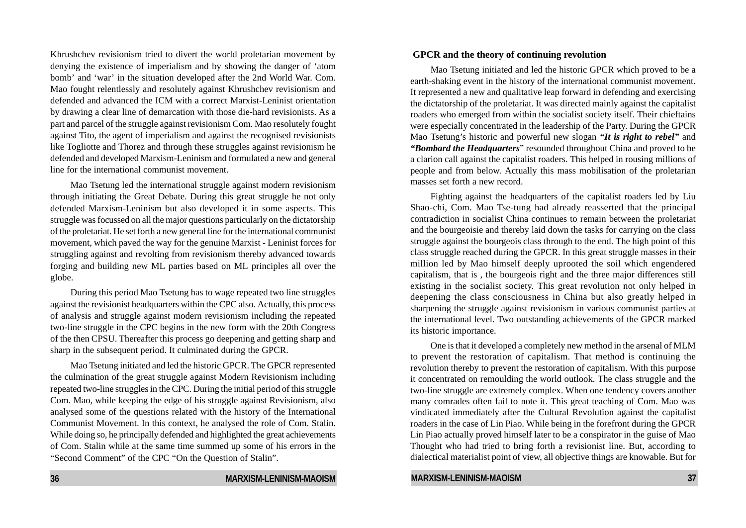Khrushchev revisionism tried to divert the world proletarian movement by denying the existence of imperialism and by showing the danger of 'atom bomb' and 'war' in the situation developed after the 2nd World War. Com. Mao fought relentlessly and resolutely against Khrushchev revisionism and defended and advanced the ICM with a correct Marxist-Leninist orientation by drawing a clear line of demarcation with those die-hard revisionists. As a part and parcel of the struggle against revisionism Com. Mao resolutely fought against Tito, the agent of imperialism and against the recognised revisionists like Togliotte and Thorez and through these struggles against revisionism he defended and developed Marxism-Leninism and formulated a new and general line for the international communist movement.

Mao Tsetung led the international struggle against modern revisionism through initiating the Great Debate. During this great struggle he not only defended Marxism-Leninism but also developed it in some aspects. This struggle was focussed on all the major questions particularly on the dictatorship of the proletariat. He set forth a new general line for the international communist movement, which paved the way for the genuine Marxist - Leninist forces for struggling against and revolting from revisionism thereby advanced towards forging and building new ML parties based on ML principles all over the globe.

During this period Mao Tsetung has to wage repeated two line struggles against the revisionist headquarters within the CPC also. Actually, this process of analysis and struggle against modern revisionism including the repeated two-line struggle in the CPC begins in the new form with the 20th Congress of the then CPSU. Thereafter this process go deepening and getting sharp and sharp in the subsequent period. It culminated during the GPCR.

Mao Tsetung initiated and led the historic GPCR. The GPCR represented the culmination of the great struggle against Modern Revisionism including repeated two-line struggles in the CPC. During the initial period of this struggle Com. Mao, while keeping the edge of his struggle against Revisionism, also analysed some of the questions related with the history of the International Communist Movement. In this context, he analysed the role of Com. Stalin. While doing so, he principally defended and highlighted the great achievements of Com. Stalin while at the same time summed up some of his errors in the "Second Comment" of the CPC "On the Question of Stalin".

### GPCR and the theory of continuing revolution

Mao Tsetung initiated and led the historic GPCR which proved to be a earth-shaking event in the history of the international communist movement. It represented a new and qualitative leap forward in defending and exercising the dictatorship of the proletariat. It was directed mainly against the capitalist roaders who emerged from within the socialist society itself. Their chieftains were especially concentrated in the leadership of the Party. During the GPCR Mao Tsetung's historic and powerful new slogan ***"It is right to rebel"*** and ***"Bombard the Headquarters***" resounded throughout China and proved to be a clarion call against the capitalist roaders. This helped in rousing millions of people and from below. Actually this mass mobilisation of the proletarian masses set forth a new record.

Fighting against the headquarters of the capitalist roaders led by Liu Shao-chi, Com. Mao Tse-tung had already reasserted that the principal contradiction in socialist China continues to remain between the proletariat and the bourgeoisie and thereby laid down the tasks for carrying on the class struggle against the bourgeois class through to the end. The high point of this class struggle reached during the GPCR. In this great struggle masses in their million led by Mao himself deeply uprooted the soil which engendered capitalism, that is , the bourgeois right and the three major differences still existing in the socialist society. This great revolution not only helped in deepening the class consciousness in China but also greatly helped in sharpening the struggle against revisionism in various communist parties at the international level. Two outstanding achievements of the GPCR marked its historic importance.

One is that it developed a completely new method in the arsenal of MLM to prevent the restoration of capitalism. That method is continuing the revolution thereby to prevent the restoration of capitalism. With this purpose it concentrated on remoulding the world outlook. The class struggle and the two-line struggle are extremely complex. When one tendency covers another many comrades often fail to note it. This great teaching of Com. Mao was vindicated immediately after the Cultural Revolution against the capitalist roaders in the case of Lin Piao. While being in the forefront during the GPCR Lin Piao actually proved himself later to be a conspirator in the guise of Mao Thought who had tried to bring forth a revisionist line. But, according to dialectical materialist point of view, all objective things are knowable. But for